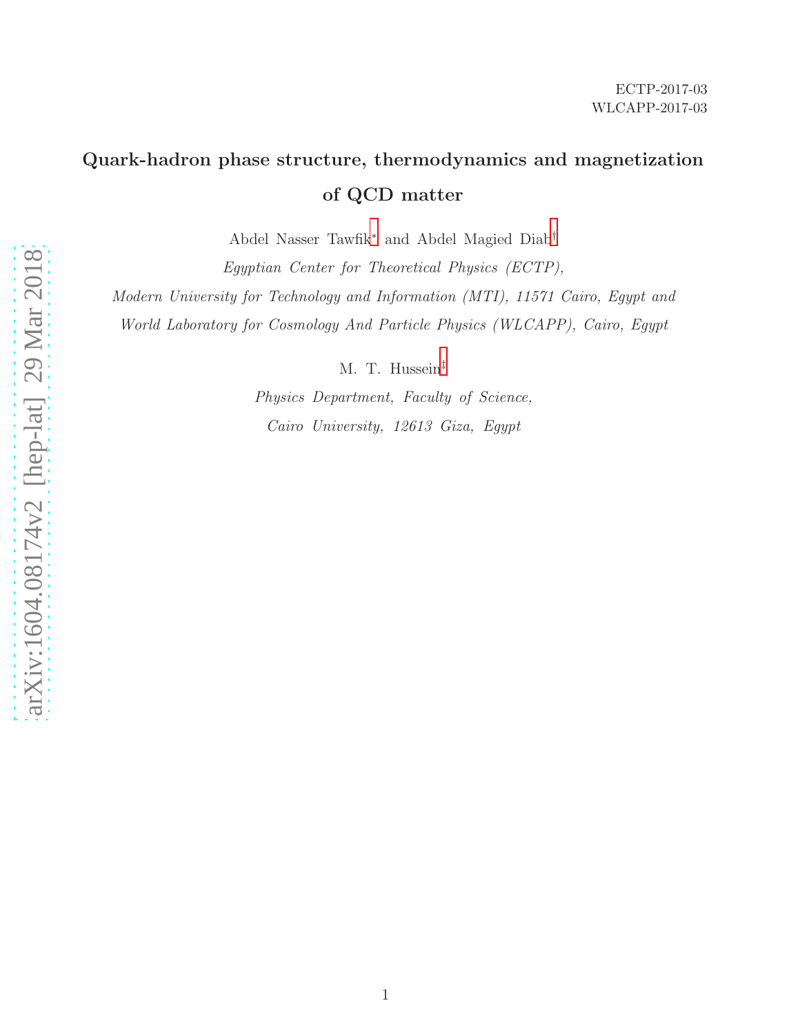ECTP-2017-03
WLCAPP-2017-03

# Quark-hadron phase structure, thermodynamics and magnetization of QCD matter

Abdel Nasser Tawfik[*] and Abdel Magied Diab[†]

*Egyptian Center for Theoretical Physics (ECTP),*

*Modern University for Technology and Information (MTI), 11571 Cairo, Egypt and*

*World Laboratory for Cosmology And Particle Physics (WLCAPP), Cairo, Egypt*

M. T. Hussein[‡]

*Physics Department, Faculty of Science,*

*Cairo University, 12613 Giza, Egypt*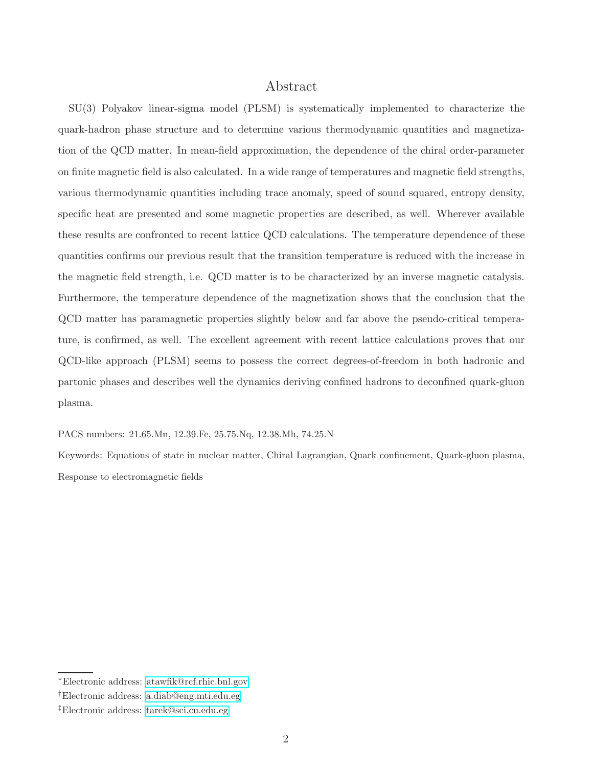# Abstract

SU(3) Polyakov linear-sigma model (PLSM) is systematically implemented to characterize the quark-hadron phase structure and to determine various thermodynamic quantities and magnetization of the QCD matter. In mean-field approximation, the dependence of the chiral order-parameter on finite magnetic field is also calculated. In a wide range of temperatures and magnetic field strengths, various thermodynamic quantities including trace anomaly, speed of sound squared, entropy density, specific heat are presented and some magnetic properties are described, as well. Wherever available these results are confronted to recent lattice QCD calculations. The temperature dependence of these quantities confirms our previous result that the transition temperature is reduced with the increase in the magnetic field strength, i.e. QCD matter is to be characterized by an inverse magnetic catalysis. Furthermore, the temperature dependence of the magnetization shows that the conclusion that the QCD matter has paramagnetic properties slightly below and far above the pseudo-critical temperature, is confirmed, as well. The excellent agreement with recent lattice calculations proves that our QCD-like approach (PLSM) seems to possess the correct degrees-of-freedom in both hadronic and partonic phases and describes well the dynamics deriving confined hadrons to deconfined quark-gluon plasma.

PACS numbers: 21.65.Mn, 12.39.Fe, 25.75.Nq, 12.38.Mh, 74.25.N

Keywords: Equations of state in nuclear matter, Chiral Lagrangian, Quark confinement, Quark-gluon plasma, Response to electromagnetic fields

---

*Electronic address: atawfik@rcf.rhic.bnl.gov

†Electronic address: a.diab@eng.mti.edu.eg

‡Electronic address: tarek@sci.cu.edu.eg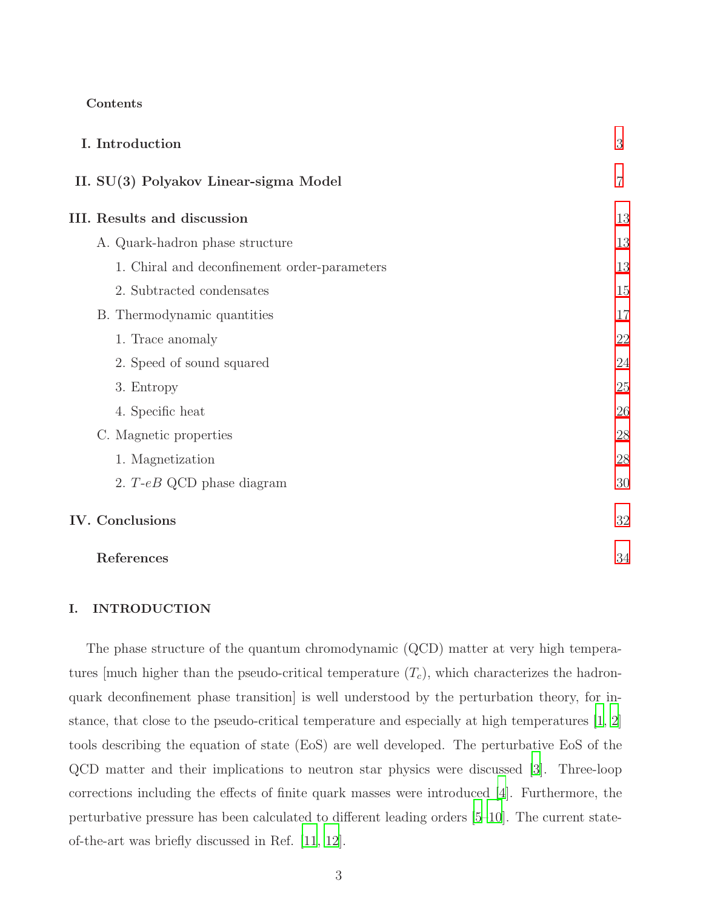**Contents**

| | |
|---|---|
| **I. Introduction** | 3 |
| **II. SU(3) Polyakov Linear-sigma Model** | 7 |
| **III. Results and discussion** | 13 |
| A. Quark-hadron phase structure | 13 |
| 1. Chiral and deconfinement order-parameters | 13 |
| 2. Subtracted condensates | 15 |
| B. Thermodynamic quantities | 17 |
| 1. Trace anomaly | 22 |
| 2. Speed of sound squared | 24 |
| 3. Entropy | 25 |
| 4. Specific heat | 26 |
| C. Magnetic properties | 28 |
| 1. Magnetization | 28 |
| 2. $T$-$eB$ QCD phase diagram | 30 |
| **IV. Conclusions** | 32 |
| **References** | 34 |

## I. INTRODUCTION

The phase structure of the quantum chromodynamic (QCD) matter at very high temperatures [much higher than the pseudo-critical temperature ($T_c$), which characterizes the hadron-quark deconfinement phase transition] is well understood by the perturbation theory, for instance, that close to the pseudo-critical temperature and especially at high temperatures [1, 2] tools describing the equation of state (EoS) are well developed. The perturbative EoS of the QCD matter and their implications to neutron star physics were discussed [3]. Three-loop corrections including the effects of finite quark masses were introduced [4]. Furthermore, the perturbative pressure has been calculated to different leading orders [5–10]. The current state-of-the-art was briefly discussed in Ref. [11, 12].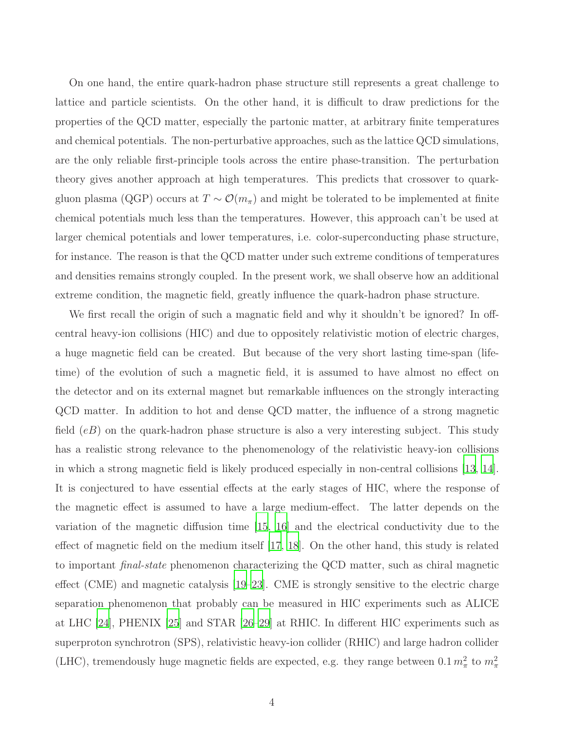On one hand, the entire quark-hadron phase structure still represents a great challenge to lattice and particle scientists. On the other hand, it is difficult to draw predictions for the properties of the QCD matter, especially the partonic matter, at arbitrary finite temperatures and chemical potentials. The non-perturbative approaches, such as the lattice QCD simulations, are the only reliable first-principle tools across the entire phase-transition. The perturbation theory gives another approach at high temperatures. This predicts that crossover to quark-gluon plasma (QGP) occurs at $T \sim \mathcal{O}(m_\pi)$ and might be tolerated to be implemented at finite chemical potentials much less than the temperatures. However, this approach can't be used at larger chemical potentials and lower temperatures, i.e. color-superconducting phase structure, for instance. The reason is that the QCD matter under such extreme conditions of temperatures and densities remains strongly coupled. In the present work, we shall observe how an additional extreme condition, the magnetic field, greatly influence the quark-hadron phase structure.

We first recall the origin of such a magnatic field and why it shouldn't be ignored? In off-central heavy-ion collisions (HIC) and due to oppositely relativistic motion of electric charges, a huge magnetic field can be created. But because of the very short lasting time-span (life-time) of the evolution of such a magnetic field, it is assumed to have almost no effect on the detector and on its external magnet but remarkable influences on the strongly interacting QCD matter. In addition to hot and dense QCD matter, the influence of a strong magnetic field ($eB$) on the quark-hadron phase structure is also a very interesting subject. This study has a realistic strong relevance to the phenomenology of the relativistic heavy-ion collisions in which a strong magnetic field is likely produced especially in non-central collisions [13, 14]. It is conjectured to have essential effects at the early stages of HIC, where the response of the magnetic effect is assumed to have a large medium-effect. The latter depends on the variation of the magnetic diffusion time [15, 16] and the electrical conductivity due to the effect of magnetic field on the medium itself [17, 18]. On the other hand, this study is related to important *final-state* phenomenon characterizing the QCD matter, such as chiral magnetic effect (CME) and magnetic catalysis [19–23]. CME is strongly sensitive to the electric charge separation phenomenon that probably can be measured in HIC experiments such as ALICE at LHC [24], PHENIX [25] and STAR [26–29] at RHIC. In different HIC experiments such as superproton synchrotron (SPS), relativistic heavy-ion collider (RHIC) and large hadron collider (LHC), tremendously huge magnetic fields are expected, e.g. they range between $0.1\, m_\pi^2$ to $m_\pi^2$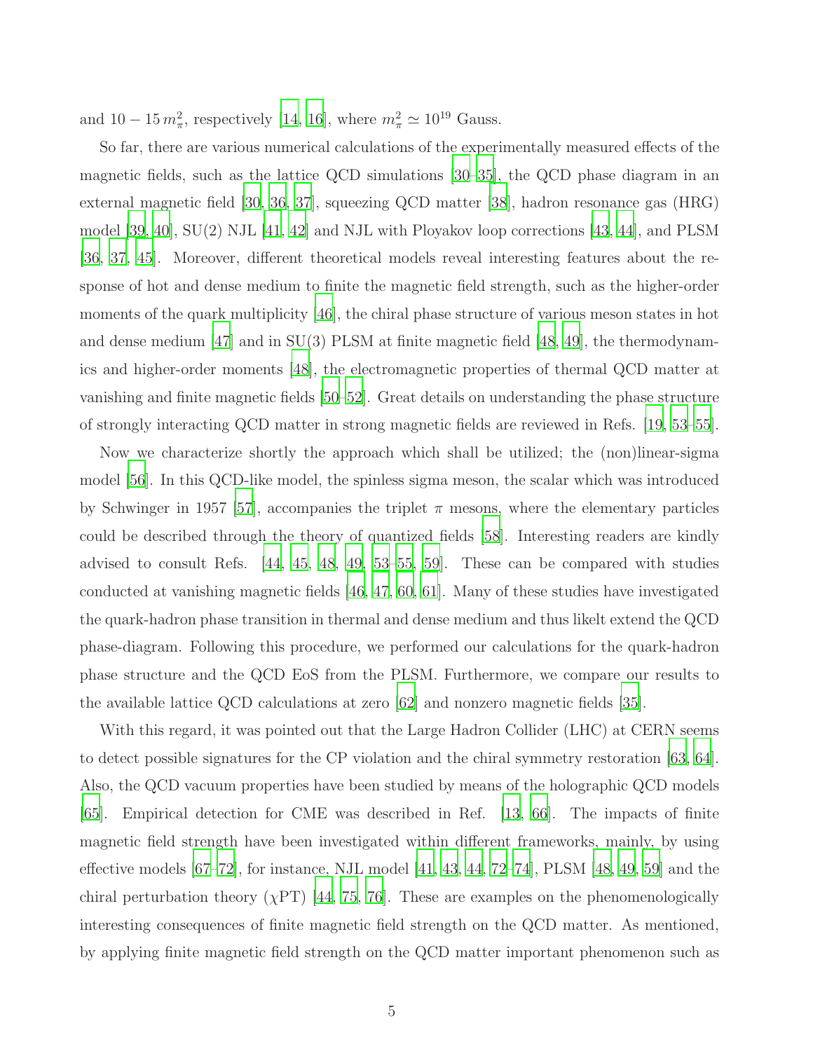and $10-15\,m_\pi^2$, respectively [14, 16], where $m_\pi^2 \simeq 10^{19}$ Gauss.

So far, there are various numerical calculations of the experimentally measured effects of the magnetic fields, such as the lattice QCD simulations [30–35], the QCD phase diagram in an external magnetic field [30, 36, 37], squeezing QCD matter [38], hadron resonance gas (HRG) model [39, 40], SU(2) NJL [41, 42] and NJL with Ployakov loop corrections [43, 44], and PLSM [36, 37, 45]. Moreover, different theoretical models reveal interesting features about the response of hot and dense medium to finite the magnetic field strength, such as the higher-order moments of the quark multiplicity [46], the chiral phase structure of various meson states in hot and dense medium [47] and in SU(3) PLSM at finite magnetic field [48, 49], the thermodynamics and higher-order moments [48], the electromagnetic properties of thermal QCD matter at vanishing and finite magnetic fields [50–52]. Great details on understanding the phase structure of strongly interacting QCD matter in strong magnetic fields are reviewed in Refs. [19, 53–55].

Now we characterize shortly the approach which shall be utilized; the (non)linear-sigma model [56]. In this QCD-like model, the spinless sigma meson, the scalar which was introduced by Schwinger in 1957 [57], accompanies the triplet $\pi$ mesons, where the elementary particles could be described through the theory of quantized fields [58]. Interesting readers are kindly advised to consult Refs. [44, 45, 48, 49, 53–55, 59]. These can be compared with studies conducted at vanishing magnetic fields [46, 47, 60, 61]. Many of these studies have investigated the quark-hadron phase transition in thermal and dense medium and thus likelt extend the QCD phase-diagram. Following this procedure, we performed our calculations for the quark-hadron phase structure and the QCD EoS from the PLSM. Furthermore, we compare our results to the available lattice QCD calculations at zero [62] and nonzero magnetic fields [35].

With this regard, it was pointed out that the Large Hadron Collider (LHC) at CERN seems to detect possible signatures for the CP violation and the chiral symmetry restoration [63, 64]. Also, the QCD vacuum properties have been studied by means of the holographic QCD models [65]. Empirical detection for CME was described in Ref. [13, 66]. The impacts of finite magnetic field strength have been investigated within different frameworks, mainly, by using effective models [67–72], for instance, NJL model [41, 43, 44, 72–74], PLSM [48, 49, 59] and the chiral perturbation theory ($\chi$PT) [44, 75, 76]. These are examples on the phenomenologically interesting consequences of finite magnetic field strength on the QCD matter. As mentioned, by applying finite magnetic field strength on the QCD matter important phenomenon such as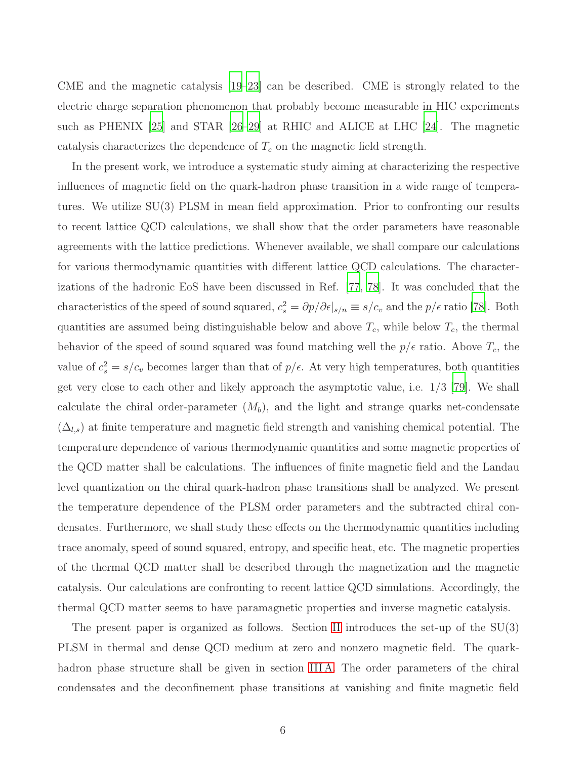CME and the magnetic catalysis [19–23] can be described. CME is strongly related to the electric charge separation phenomenon that probably become measurable in HIC experiments such as PHENIX [25] and STAR [26–29] at RHIC and ALICE at LHC [24]. The magnetic catalysis characterizes the dependence of $T_c$ on the magnetic field strength.

In the present work, we introduce a systematic study aiming at characterizing the respective influences of magnetic field on the quark-hadron phase transition in a wide range of temperatures. We utilize SU(3) PLSM in mean field approximation. Prior to confronting our results to recent lattice QCD calculations, we shall show that the order parameters have reasonable agreements with the lattice predictions. Whenever available, we shall compare our calculations for various thermodynamic quantities with different lattice QCD calculations. The characterizations of the hadronic EoS have been discussed in Ref. [77, 78]. It was concluded that the characteristics of the speed of sound squared, $c_s^2 = \partial p/\partial \epsilon|_{s/n} \equiv s/c_v$ and the $p/\epsilon$ ratio [78]. Both quantities are assumed being distinguishable below and above $T_c$, while below $T_c$, the thermal behavior of the speed of sound squared was found matching well the $p/\epsilon$ ratio. Above $T_c$, the value of $c_s^2 = s/c_v$ becomes larger than that of $p/\epsilon$. At very high temperatures, both quantities get very close to each other and likely approach the asymptotic value, i.e. 1/3 [79]. We shall calculate the chiral order-parameter ($M_b$), and the light and strange quarks net-condensate ($\Delta_{l,s}$) at finite temperature and magnetic field strength and vanishing chemical potential. The temperature dependence of various thermodynamic quantities and some magnetic properties of the QCD matter shall be calculations. The influences of finite magnetic field and the Landau level quantization on the chiral quark-hadron phase transitions shall be analyzed. We present the temperature dependence of the PLSM order parameters and the subtracted chiral condensates. Furthermore, we shall study these effects on the thermodynamic quantities including trace anomaly, speed of sound squared, entropy, and specific heat, etc. The magnetic properties of the thermal QCD matter shall be described through the magnetization and the magnetic catalysis. Our calculations are confronting to recent lattice QCD simulations. Accordingly, the thermal QCD matter seems to have paramagnetic properties and inverse magnetic catalysis.

The present paper is organized as follows. Section II introduces the set-up of the SU(3) PLSM in thermal and dense QCD medium at zero and nonzero magnetic field. The quark-hadron phase structure shall be given in section III A. The order parameters of the chiral condensates and the deconfinement phase transitions at vanishing and finite magnetic field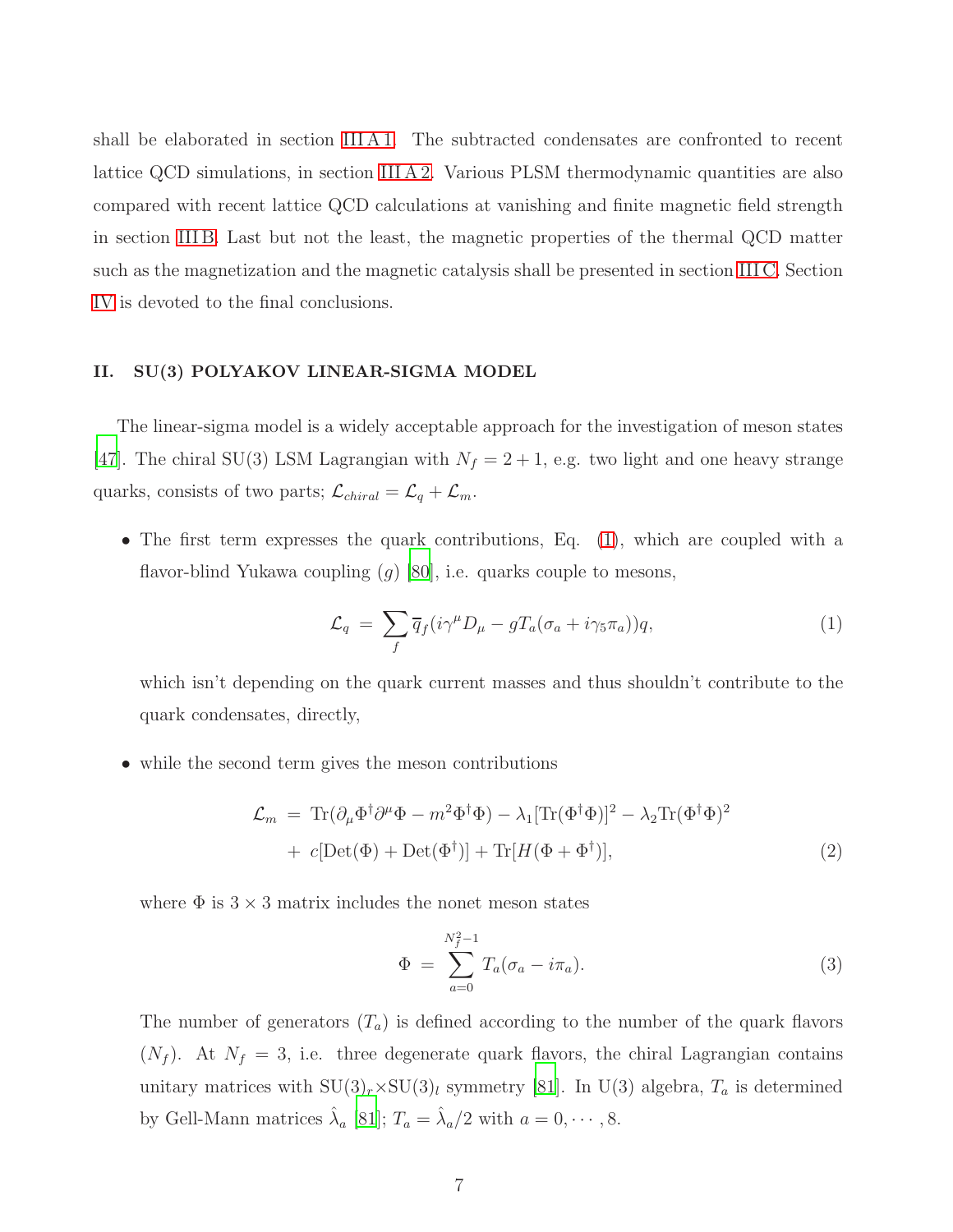shall be elaborated in section III A 1. The subtracted condensates are confronted to recent lattice QCD simulations, in section III A 2. Various PLSM thermodynamic quantities are also compared with recent lattice QCD calculations at vanishing and finite magnetic field strength in section III B. Last but not the least, the magnetic properties of the thermal QCD matter such as the magnetization and the magnetic catalysis shall be presented in section III C. Section IV is devoted to the final conclusions.

## II. SU(3) POLYAKOV LINEAR-SIGMA MODEL

The linear-sigma model is a widely acceptable approach for the investigation of meson states [47]. The chiral SU(3) LSM Lagrangian with $N_f = 2+1$, e.g. two light and one heavy strange quarks, consists of two parts; $\mathcal{L}_{chiral} = \mathcal{L}_q + \mathcal{L}_m$.

- The first term expresses the quark contributions, Eq. (1), which are coupled with a flavor-blind Yukawa coupling ($g$) [80], i.e. quarks couple to mesons,

$$\mathcal{L}_q = \sum_f \overline{q}_f (i\gamma^\mu D_\mu - g T_a(\sigma_a + i\gamma_5 \pi_a))q, \tag{1}$$

  which isn't depending on the quark current masses and thus shouldn't contribute to the quark condensates, directly,

- while the second term gives the meson contributions

$$\begin{aligned}\mathcal{L}_m &= \mathrm{Tr}(\partial_\mu \Phi^\dagger \partial^\mu \Phi - m^2 \Phi^\dagger \Phi) - \lambda_1 [\mathrm{Tr}(\Phi^\dagger \Phi)]^2 - \lambda_2 \mathrm{Tr}(\Phi^\dagger \Phi)^2 \\ &+ c[\mathrm{Det}(\Phi) + \mathrm{Det}(\Phi^\dagger)] + \mathrm{Tr}[H(\Phi + \Phi^\dagger)],\end{aligned} \tag{2}$$

  where $\Phi$ is $3 \times 3$ matrix includes the nonet meson states

$$\Phi = \sum_{a=0}^{N_f^2 - 1} T_a(\sigma_a - i\pi_a). \tag{3}$$

  The number of generators ($T_a$) is defined according to the number of the quark flavors ($N_f$). At $N_f = 3$, i.e. three degenerate quark flavors, the chiral Lagrangian contains unitary matrices with $\mathrm{SU}(3)_r \times \mathrm{SU}(3)_l$ symmetry [81]. In U(3) algebra, $T_a$ is determined by Gell-Mann matrices $\hat{\lambda}_a$ [81]; $T_a = \hat{\lambda}_a/2$ with $a = 0, \cdots, 8$.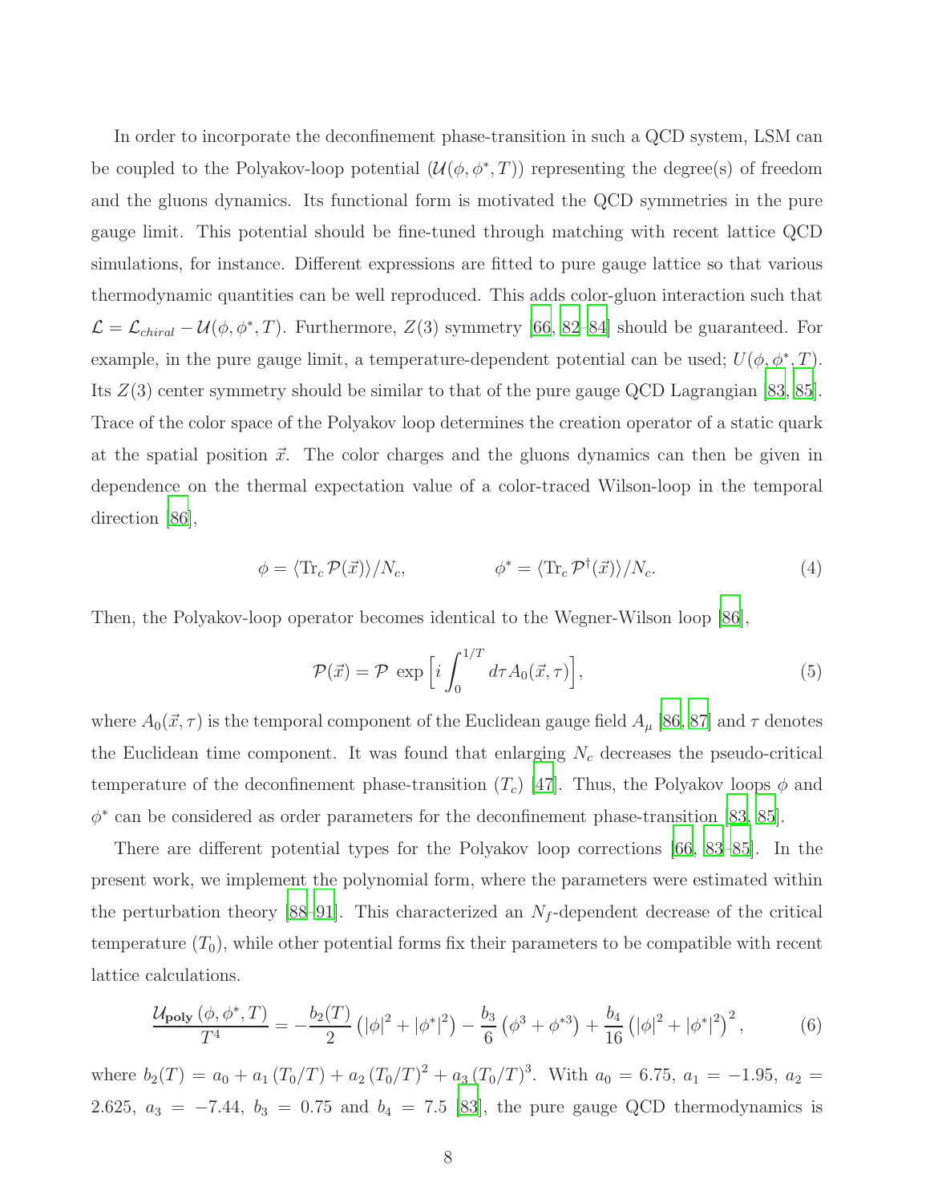In order to incorporate the deconfinement phase-transition in such a QCD system, LSM can be coupled to the Polyakov-loop potential ($\mathcal{U}(\phi, \phi^*, T)$) representing the degree(s) of freedom and the gluons dynamics. Its functional form is motivated the QCD symmetries in the pure gauge limit. This potential should be fine-tuned through matching with recent lattice QCD simulations, for instance. Different expressions are fitted to pure gauge lattice so that various thermodynamic quantities can be well reproduced. This adds color-gluon interaction such that $\mathcal{L} = \mathcal{L}_{chiral} - \mathcal{U}(\phi, \phi^*, T)$. Furthermore, $Z(3)$ symmetry [66, 82–84] should be guaranteed. For example, in the pure gauge limit, a temperature-dependent potential can be used; $U(\phi, \phi^*, T)$. Its $Z(3)$ center symmetry should be similar to that of the pure gauge QCD Lagrangian [83, 85]. Trace of the color space of the Polyakov loop determines the creation operator of a static quark at the spatial position $\vec{x}$. The color charges and the gluons dynamics can then be given in dependence on the thermal expectation value of a color-traced Wilson-loop in the temporal direction [86],

$$\phi = \langle \mathrm{Tr}_c\, \mathcal{P}(\vec{x}) \rangle / N_c, \qquad \phi^* = \langle \mathrm{Tr}_c\, \mathcal{P}^\dagger(\vec{x}) \rangle / N_c. \tag{4}$$

Then, the Polyakov-loop operator becomes identical to the Wegner-Wilson loop [86],

$$\mathcal{P}(\vec{x}) = \mathcal{P}\, \exp\left[ i \int_0^{1/T} d\tau A_0(\vec{x}, \tau) \right], \tag{5}$$

where $A_0(\vec{x}, \tau)$ is the temporal component of the Euclidean gauge field $A_\mu$ [86, 87] and $\tau$ denotes the Euclidean time component. It was found that enlarging $N_c$ decreases the pseudo-critical temperature of the deconfinement phase-transition ($T_c$) [47]. Thus, the Polyakov loops $\phi$ and $\phi^*$ can be considered as order parameters for the deconfinement phase-transition [83, 85].

There are different potential types for the Polyakov loop corrections [66, 83–85]. In the present work, we implement the polynomial form, where the parameters were estimated within the perturbation theory [88–91]. This characterized an $N_f$-dependent decrease of the critical temperature ($T_0$), while other potential forms fix their parameters to be compatible with recent lattice calculations.

$$\frac{\mathcal{U}_{\mathbf{poly}}(\phi, \phi^*, T)}{T^4} = -\frac{b_2(T)}{2}\left(|\phi|^2 + |\phi^*|^2\right) - \frac{b_3}{6}\left(\phi^3 + \phi^{*3}\right) + \frac{b_4}{16}\left(|\phi|^2 + |\phi^*|^2\right)^2, \tag{6}$$

where $b_2(T) = a_0 + a_1 (T_0/T) + a_2 (T_0/T)^2 + a_3 (T_0/T)^3$. With $a_0 = 6.75$, $a_1 = -1.95$, $a_2 = 2.625$, $a_3 = -7.44$, $b_3 = 0.75$ and $b_4 = 7.5$ [83], the pure gauge QCD thermodynamics is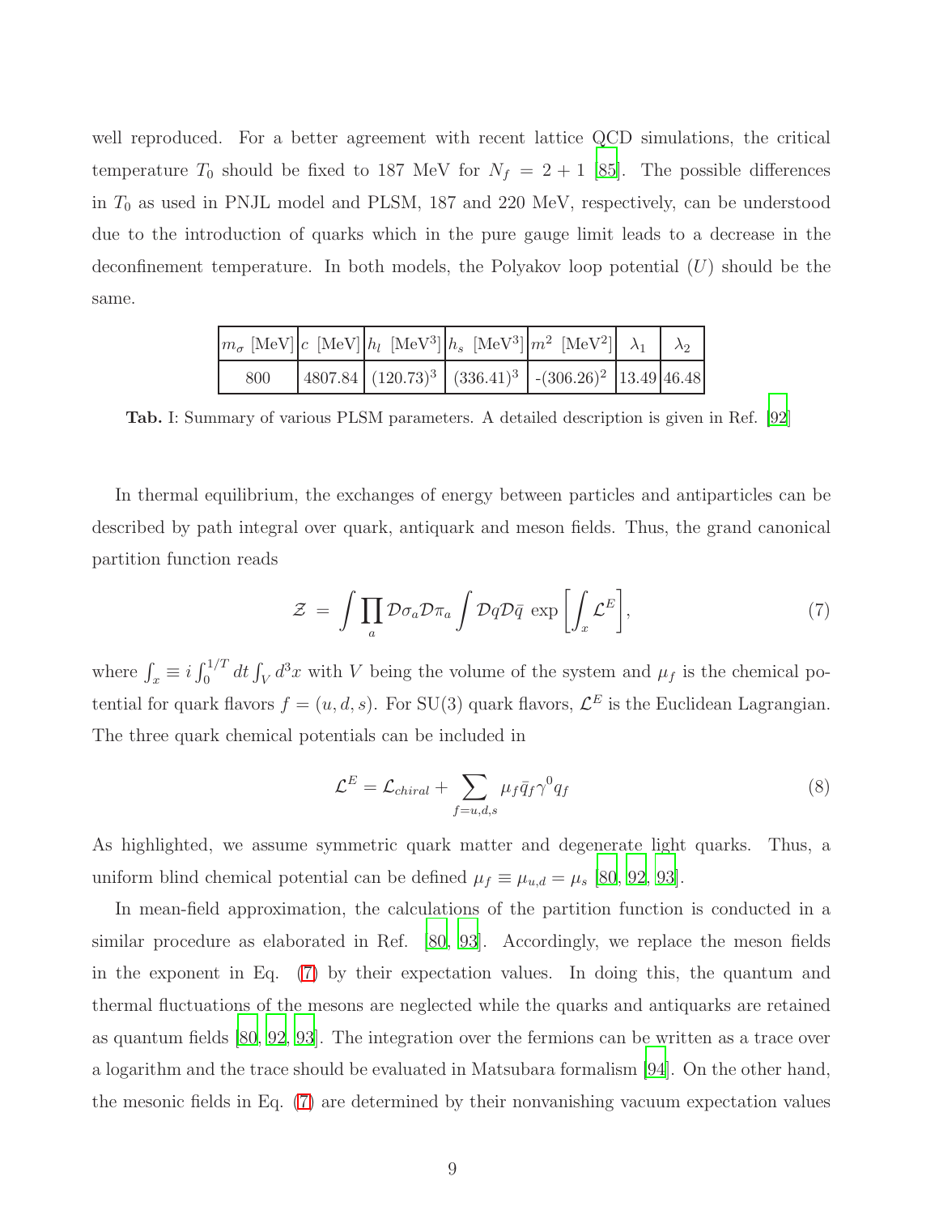well reproduced. For a better agreement with recent lattice QCD simulations, the critical temperature $T_0$ should be fixed to 187 MeV for $N_f = 2+1$ [85]. The possible differences in $T_0$ as used in PNJL model and PLSM, 187 and 220 MeV, respectively, can be understood due to the introduction of quarks which in the pure gauge limit leads to a decrease in the deconfinement temperature. In both models, the Polyakov loop potential ($U$) should be the same.

| $m_\sigma$ [MeV] | $c$ [MeV] | $h_l$ [MeV$^3$] | $h_s$ [MeV$^3$] | $m^2$ [MeV$^2$] | $\lambda_1$ | $\lambda_2$ |
|---|---|---|---|---|---|---|
| 800 | 4807.84 | $(120.73)^3$ | $(336.41)^3$ | $-(306.26)^2$ | 13.49 | 46.48 |

**Tab.** I: Summary of various PLSM parameters. A detailed description is given in Ref. [92]

In thermal equilibrium, the exchanges of energy between particles and antiparticles can be described by path integral over quark, antiquark and meson fields. Thus, the grand canonical partition function reads

$$\mathcal{Z} \;=\; \int \prod_a \mathcal{D}\sigma_a \mathcal{D}\pi_a \int \mathcal{D}q \mathcal{D}\bar{q} \; \exp\left[\int_x \mathcal{L}^E\right], \tag{7}$$

where $\int_x \equiv i\int_0^{1/T} dt \int_V d^3x$ with $V$ being the volume of the system and $\mu_f$ is the chemical potential for quark flavors $f = (u, d, s)$. For SU(3) quark flavors, $\mathcal{L}^E$ is the Euclidean Lagrangian. The three quark chemical potentials can be included in

$$\mathcal{L}^E = \mathcal{L}_{chiral} + \sum_{f=u,d,s} \mu_f \bar{q}_f \gamma^0 q_f \tag{8}$$

As highlighted, we assume symmetric quark matter and degenerate light quarks. Thus, a uniform blind chemical potential can be defined $\mu_f \equiv \mu_{u,d} = \mu_s$ [80, 92, 93].

In mean-field approximation, the calculations of the partition function is conducted in a similar procedure as elaborated in Ref. [80, 93]. Accordingly, we replace the meson fields in the exponent in Eq. (7) by their expectation values. In doing this, the quantum and thermal fluctuations of the mesons are neglected while the quarks and antiquarks are retained as quantum fields [80, 92, 93]. The integration over the fermions can be written as a trace over a logarithm and the trace should be evaluated in Matsubara formalism [94]. On the other hand, the mesonic fields in Eq. (7) are determined by their nonvanishing vacuum expectation values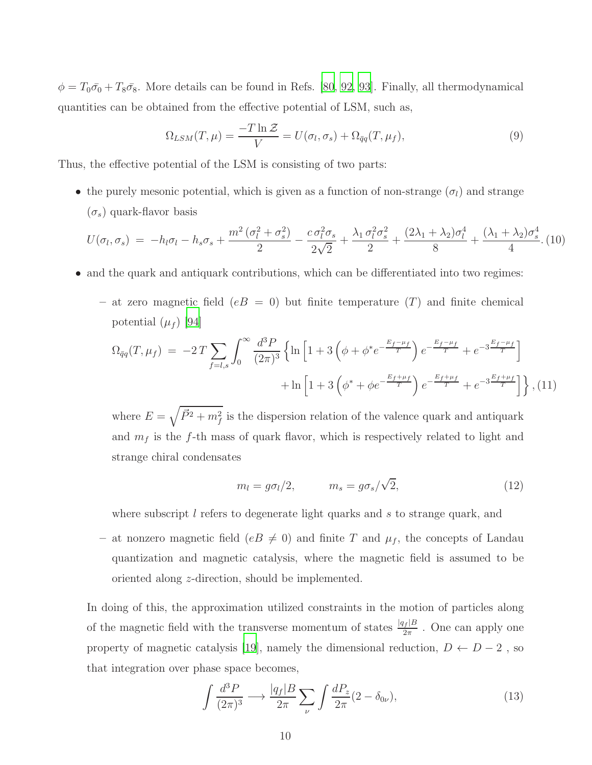$\phi = T_0\bar{\sigma}_0 + T_8\bar{\sigma}_8$. More details can be found in Refs. [80, 92, 93]. Finally, all thermodynamical quantities can be obtained from the effective potential of LSM, such as,

$$\Omega_{LSM}(T,\mu) = \frac{-T\ln \mathcal{Z}}{V} = U(\sigma_l, \sigma_s) + \Omega_{\bar{q}q}(T,\mu_f), \tag{9}$$

Thus, the effective potential of the LSM is consisting of two parts:

- the purely mesonic potential, which is given as a function of non-strange ($\sigma_l$) and strange ($\sigma_s$) quark-flavor basis

$$U(\sigma_l, \sigma_s) \;=\; -h_l\sigma_l - h_s\sigma_s + \frac{m^2\,(\sigma_l^2+\sigma_s^2)}{2} - \frac{c\,\sigma_l^2\sigma_s}{2\sqrt{2}} + \frac{\lambda_1\,\sigma_l^2\sigma_s^2}{2} + \frac{(2\lambda_1+\lambda_2)\sigma_l^4}{8} + \frac{(\lambda_1+\lambda_2)\sigma_s^4}{4}. \tag{10}$$

- and the quark and antiquark contributions, which can be differentiated into two regimes:
  - at zero magnetic field ($eB = 0$) but finite temperature ($T$) and finite chemical potential ($\mu_f$) [94]

$$\Omega_{\bar{q}q}(T,\mu_f) \;=\; -2\,T\sum_{f=l,s}\int_0^\infty \frac{d^3P}{(2\pi)^3}\Big\{\ln\Big[1+3\left(\phi+\phi^* e^{-\frac{E_f-\mu_f}{T}}\right)e^{-\frac{E_f-\mu_f}{T}} + e^{-3\frac{E_f-\mu_f}{T}}\Big] + \ln\Big[1+3\left(\phi^*+\phi e^{-\frac{E_f+\mu_f}{T}}\right)e^{-\frac{E_f+\mu_f}{T}} + e^{-3\frac{E_f+\mu_f}{T}}\Big]\Big\}, \tag{11}$$

  where $E=\sqrt{\vec{P}^2+m_f^2}$ is the dispersion relation of the valence quark and antiquark and $m_f$ is the $f$-th mass of quark flavor, which is respectively related to light and strange chiral condensates

$$m_l = g\sigma_l/2, \qquad m_s = g\sigma_s/\sqrt{2}, \tag{12}$$

  where subscript $l$ refers to degenerate light quarks and $s$ to strange quark, and

  - at nonzero magnetic field ($eB \neq 0$) and finite $T$ and $\mu_f$, the concepts of Landau quantization and magnetic catalysis, where the magnetic field is assumed to be oriented along $z$-direction, should be implemented.

In doing of this, the approximation utilized constraints in the motion of particles along of the magnetic field with the transverse momentum of states $\frac{|q_f|B}{2\pi}$ . One can apply one property of magnetic catalysis [19], namely the dimensional reduction, $D \leftarrow D-2$ , so that integration over phase space becomes,

$$\int \frac{d^3P}{(2\pi)^3} \longrightarrow \frac{|q_f|B}{2\pi}\sum_\nu \int \frac{dP_z}{2\pi}(2-\delta_{0\nu}), \tag{13}$$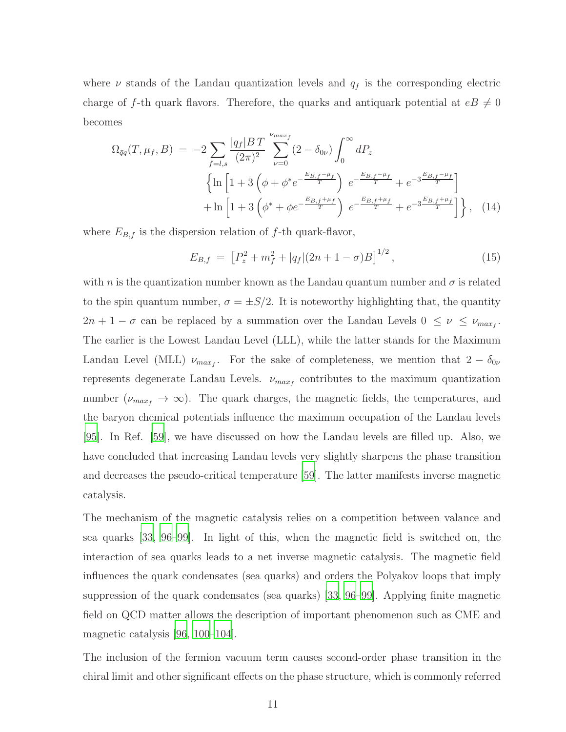where $\nu$ stands of the Landau quantization levels and $q_f$ is the corresponding electric charge of $f$-th quark flavors. Therefore, the quarks and antiquark potential at $eB \neq 0$ becomes

$$\begin{aligned}\Omega_{\bar{q}q}(T,\mu_f,B) \;=\; -2\sum_{f=l,s}\frac{|q_f|B\,T}{(2\pi)^2}\sum_{\nu=0}^{\nu_{max_f}}(2-\delta_{0\nu})\int_0^\infty dP_z \\ \left\{\ln\left[1+3\left(\phi+\phi^* e^{-\frac{E_{B,f}-\mu_f}{T}}\right)\, e^{-\frac{E_{B,f}-\mu_f}{T}}+e^{-3\frac{E_{B,f}-\mu_f}{T}}\right]\right. \\ \left. +\ln\left[1+3\left(\phi^*+\phi e^{-\frac{E_{B,f}+\mu_f}{T}}\right)\, e^{-\frac{E_{B,f}+\mu_f}{T}}+e^{-3\frac{E_{B,f}+\mu_f}{T}}\right]\right\}, \quad (14)\end{aligned}$$

where $E_{B,f}$ is the dispersion relation of $f$-th quark-flavor,

$$E_{B,f} \;=\; \left[P_z^2+m_f^2+|q_f|(2n+1-\sigma)B\right]^{1/2}, \qquad (15)$$

with $n$ is the quantization number known as the Landau quantum number and $\sigma$ is related to the spin quantum number, $\sigma = \pm S/2$. It is noteworthy highlighting that, the quantity $2n+1-\sigma$ can be replaced by a summation over the Landau Levels $0 \leq \nu \leq \nu_{max_f}$. The earlier is the Lowest Landau Level (LLL), while the latter stands for the Maximum Landau Level (MLL) $\nu_{max_f}$. For the sake of completeness, we mention that $2-\delta_{0\nu}$ represents degenerate Landau Levels. $\nu_{max_f}$ contributes to the maximum quantization number ($\nu_{max_f} \to \infty$). The quark charges, the magnetic fields, the temperatures, and the baryon chemical potentials influence the maximum occupation of the Landau levels [95]. In Ref. [59], we have discussed on how the Landau levels are filled up. Also, we have concluded that increasing Landau levels very slightly sharpens the phase transition and decreases the pseudo-critical temperature [59]. The latter manifests inverse magnetic catalysis.

The mechanism of the magnetic catalysis relies on a competition between valance and sea quarks [33, 96–99]. In light of this, when the magnetic field is switched on, the interaction of sea quarks leads to a net inverse magnetic catalysis. The magnetic field influences the quark condensates (sea quarks) and orders the Polyakov loops that imply suppression of the quark condensates (sea quarks) [33, 96–99]. Applying finite magnetic field on QCD matter allows the description of important phenomenon such as CME and magnetic catalysis [96, 100–104].

The inclusion of the fermion vacuum term causes second-order phase transition in the chiral limit and other significant effects on the phase structure, which is commonly referred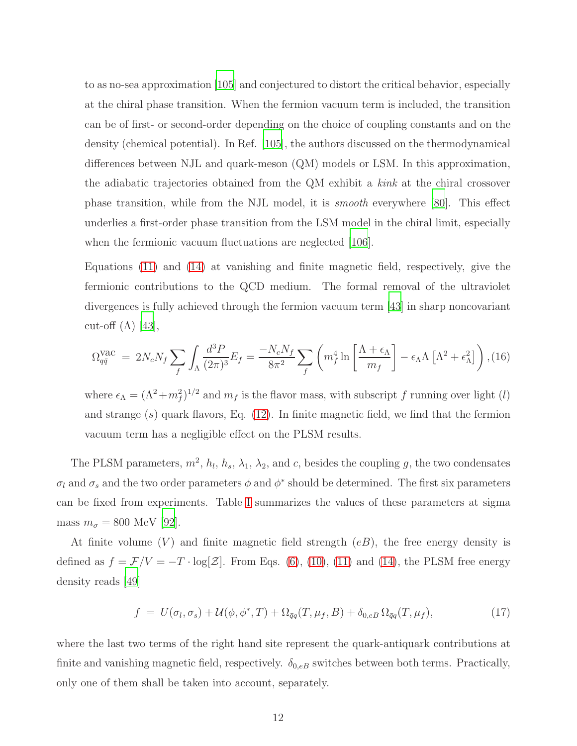to as no-sea approximation [105] and conjectured to distort the critical behavior, especially at the chiral phase transition. When the fermion vacuum term is included, the transition can be of first- or second-order depending on the choice of coupling constants and on the density (chemical potential). In Ref. [105], the authors discussed on the thermodynamical differences between NJL and quark-meson (QM) models or LSM. In this approximation, the adiabatic trajectories obtained from the QM exhibit a *kink* at the chiral crossover phase transition, while from the NJL model, it is *smooth* everywhere [80]. This effect underlies a first-order phase transition from the LSM model in the chiral limit, especially when the fermionic vacuum fluctuations are neglected [106].

Equations (11) and (14) at vanishing and finite magnetic field, respectively, give the fermionic contributions to the QCD medium. The formal removal of the ultraviolet divergences is fully achieved through the fermion vacuum term [43] in sharp noncovariant cut-off ($\Lambda$) [43],

$$\Omega_{q\bar{q}}^{\mathrm{vac}} \;=\; 2N_c N_f \sum_f \int_\Lambda \frac{d^3P}{(2\pi)^3} E_f = \frac{-N_c N_f}{8\pi^2} \sum_f \left( m_f^4 \ln\left[\frac{\Lambda + \epsilon_\Lambda}{m_f}\right] - \epsilon_\Lambda \Lambda \left[\Lambda^2 + \epsilon_\Lambda^2\right] \right), \quad (16)$$

where $\epsilon_\Lambda = (\Lambda^2 + m_f^2)^{1/2}$ and $m_f$ is the flavor mass, with subscript $f$ running over light ($l$) and strange ($s$) quark flavors, Eq. (12). In finite magnetic field, we find that the fermion vacuum term has a negligible effect on the PLSM results.

The PLSM parameters, $m^2$, $h_l$, $h_s$, $\lambda_1$, $\lambda_2$, and $c$, besides the coupling $g$, the two condensates $\sigma_l$ and $\sigma_s$ and the two order parameters $\phi$ and $\phi^*$ should be determined. The first six parameters can be fixed from experiments. Table I summarizes the values of these parameters at sigma mass $m_\sigma = 800$ MeV [92].

At finite volume ($V$) and finite magnetic field strength ($eB$), the free energy density is defined as $f = \mathcal{F}/V = -T \cdot \log[\mathcal{Z}]$. From Eqs. (6), (10), (11) and (14), the PLSM free energy density reads [49]

$$f \;=\; U(\sigma_l, \sigma_s) + \mathcal{U}(\phi, \phi^*, T) + \Omega_{\bar{q}q}(T, \mu_f, B) + \delta_{0,eB}\, \Omega_{\bar{q}q}(T, \mu_f), \quad (17)$$

where the last two terms of the right hand site represent the quark-antiquark contributions at finite and vanishing magnetic field, respectively. $\delta_{0,eB}$ switches between both terms. Practically, only one of them shall be taken into account, separately.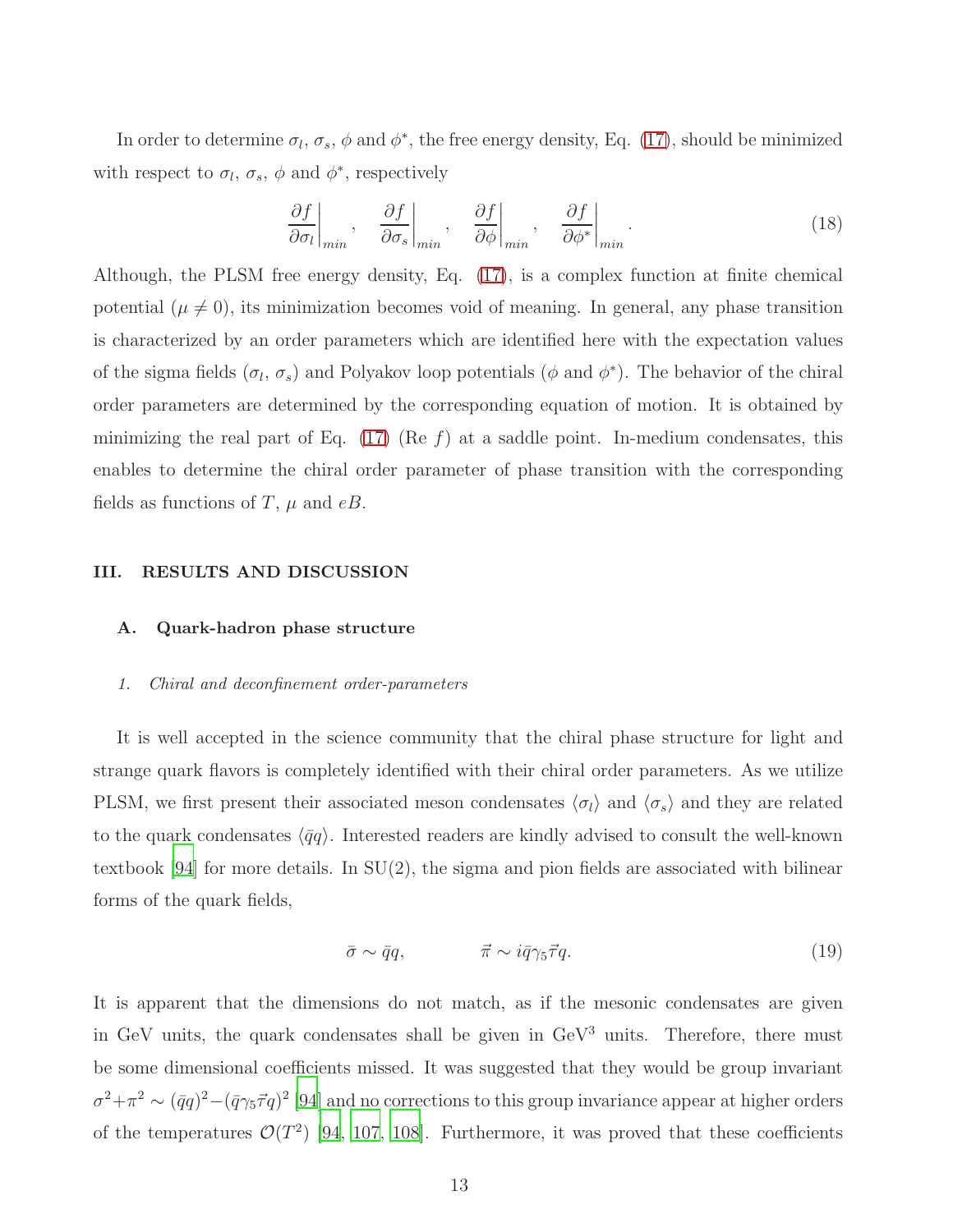In order to determine $\sigma_l$, $\sigma_s$, $\phi$ and $\phi^*$, the free energy density, Eq. (17), should be minimized with respect to $\sigma_l$, $\sigma_s$, $\phi$ and $\phi^*$, respectively

$$\left.\frac{\partial f}{\partial \sigma_l}\right|_{min}, \quad \left.\frac{\partial f}{\partial \sigma_s}\right|_{min}, \quad \left.\frac{\partial f}{\partial \phi}\right|_{min}, \quad \left.\frac{\partial f}{\partial \phi^*}\right|_{min}. \tag{18}$$

Although, the PLSM free energy density, Eq. (17), is a complex function at finite chemical potential ($\mu \neq 0$), its minimization becomes void of meaning. In general, any phase transition is characterized by an order parameters which are identified here with the expectation values of the sigma fields ($\sigma_l$, $\sigma_s$) and Polyakov loop potentials ($\phi$ and $\phi^*$). The behavior of the chiral order parameters are determined by the corresponding equation of motion. It is obtained by minimizing the real part of Eq. (17) (Re $f$) at a saddle point. In-medium condensates, this enables to determine the chiral order parameter of phase transition with the corresponding fields as functions of $T$, $\mu$ and $eB$.

## III. RESULTS AND DISCUSSION

### A. Quark-hadron phase structure

#### *1. Chiral and deconfinement order-parameters*

It is well accepted in the science community that the chiral phase structure for light and strange quark flavors is completely identified with their chiral order parameters. As we utilize PLSM, we first present their associated meson condensates $\langle\sigma_l\rangle$ and $\langle\sigma_s\rangle$ and they are related to the quark condensates $\langle\bar{q}q\rangle$. Interested readers are kindly advised to consult the well-known textbook [94] for more details. In SU(2), the sigma and pion fields are associated with bilinear forms of the quark fields,

$$\bar{\sigma} \sim \bar{q}q, \qquad\qquad \vec{\pi} \sim i\bar{q}\gamma_5\vec{\tau}q. \tag{19}$$

It is apparent that the dimensions do not match, as if the mesonic condensates are given in GeV units, the quark condensates shall be given in GeV$^3$ units. Therefore, there must be some dimensional coefficients missed. It was suggested that they would be group invariant $\sigma^2+\pi^2 \sim (\bar{q}q)^2-(\bar{q}\gamma_5\vec{\tau}q)^2$ [94] and no corrections to this group invariance appear at higher orders of the temperatures $\mathcal{O}(T^2)$ [94, 107, 108]. Furthermore, it was proved that these coefficients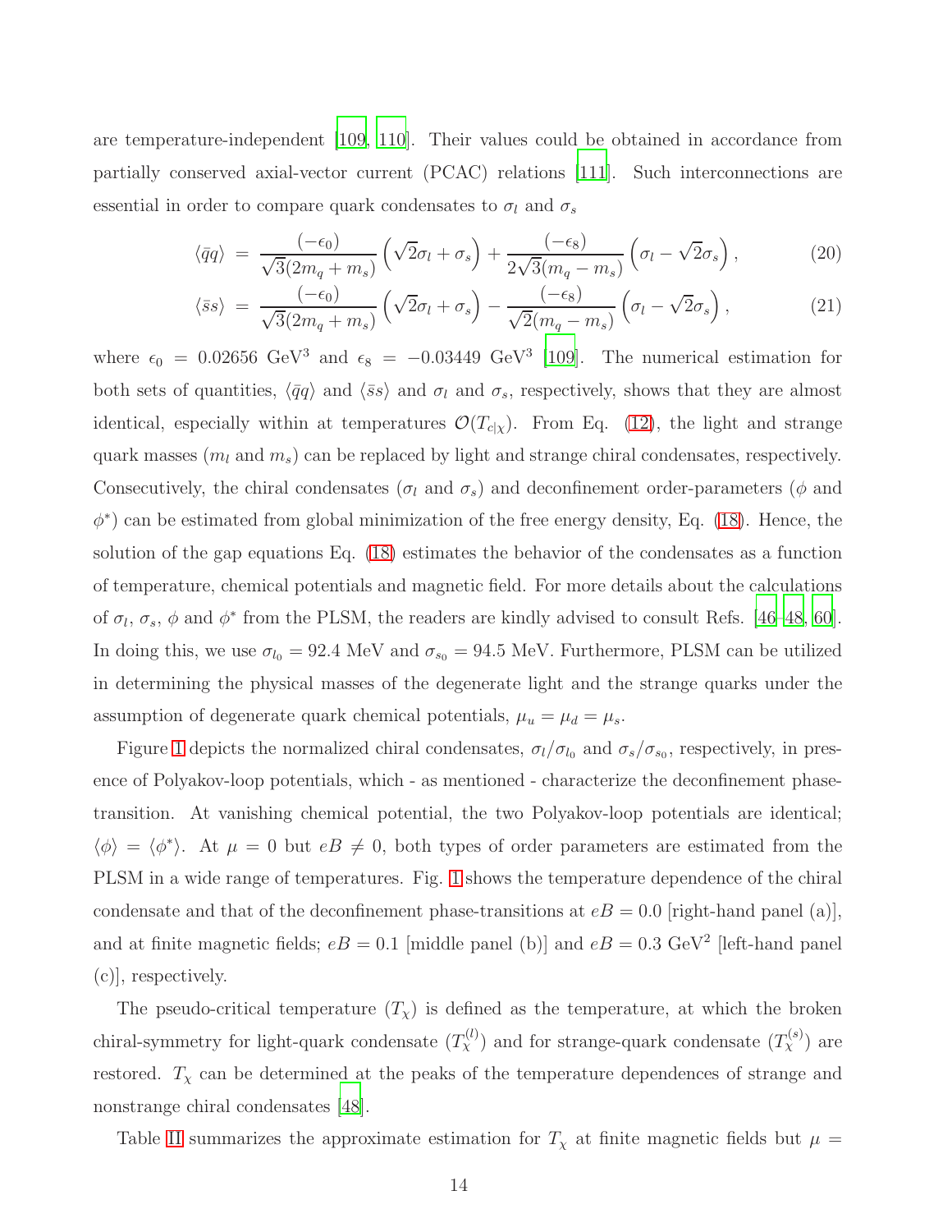are temperature-independent [109, 110]. Their values could be obtained in accordance from partially conserved axial-vector current (PCAC) relations [111]. Such interconnections are essential in order to compare quark condensates to $\sigma_l$ and $\sigma_s$

$$\langle \bar{q}q \rangle \;=\; \frac{(-\epsilon_0)}{\sqrt{3}(2m_q + m_s)} \left(\sqrt{2}\sigma_l + \sigma_s\right) + \frac{(-\epsilon_8)}{2\sqrt{3}(m_q - m_s)} \left(\sigma_l - \sqrt{2}\sigma_s\right), \tag{20}$$

$$\langle \bar{s}s \rangle \;=\; \frac{(-\epsilon_0)}{\sqrt{3}(2m_q + m_s)} \left(\sqrt{2}\sigma_l + \sigma_s\right) - \frac{(-\epsilon_8)}{\sqrt{2}(m_q - m_s)} \left(\sigma_l - \sqrt{2}\sigma_s\right), \tag{21}$$

where $\epsilon_0 = 0.02656$ GeV$^3$ and $\epsilon_8 = -0.03449$ GeV$^3$ [109]. The numerical estimation for both sets of quantities, $\langle \bar{q}q \rangle$ and $\langle \bar{s}s \rangle$ and $\sigma_l$ and $\sigma_s$, respectively, shows that they are almost identical, especially within at temperatures $\mathcal{O}(T_{c|\chi})$. From Eq. (12), the light and strange quark masses ($m_l$ and $m_s$) can be replaced by light and strange chiral condensates, respectively. Consecutively, the chiral condensates ($\sigma_l$ and $\sigma_s$) and deconfinement order-parameters ($\phi$ and $\phi^*$) can be estimated from global minimization of the free energy density, Eq. (18). Hence, the solution of the gap equations Eq. (18) estimates the behavior of the condensates as a function of temperature, chemical potentials and magnetic field. For more details about the calculations of $\sigma_l$, $\sigma_s$, $\phi$ and $\phi^*$ from the PLSM, the readers are kindly advised to consult Refs. [46–48, 60]. In doing this, we use $\sigma_{l_0} = 92.4$ MeV and $\sigma_{s_0} = 94.5$ MeV. Furthermore, PLSM can be utilized in determining the physical masses of the degenerate light and the strange quarks under the assumption of degenerate quark chemical potentials, $\mu_u = \mu_d = \mu_s$.

Figure 1 depicts the normalized chiral condensates, $\sigma_l/\sigma_{l_0}$ and $\sigma_s/\sigma_{s_0}$, respectively, in presence of Polyakov-loop potentials, which - as mentioned - characterize the deconfinement phase-transition. At vanishing chemical potential, the two Polyakov-loop potentials are identical; $\langle \phi \rangle = \langle \phi^* \rangle$. At $\mu = 0$ but $eB \neq 0$, both types of order parameters are estimated from the PLSM in a wide range of temperatures. Fig. 1 shows the temperature dependence of the chiral condensate and that of the deconfinement phase-transitions at $eB = 0.0$ [right-hand panel (a)], and at finite magnetic fields; $eB = 0.1$ [middle panel (b)] and $eB = 0.3$ GeV$^2$ [left-hand panel (c)], respectively.

The pseudo-critical temperature ($T_\chi$) is defined as the temperature, at which the broken chiral-symmetry for light-quark condensate ($T_\chi^{(l)}$) and for strange-quark condensate ($T_\chi^{(s)}$) are restored. $T_\chi$ can be determined at the peaks of the temperature dependences of strange and nonstrange chiral condensates [48].

Table II summarizes the approximate estimation for $T_\chi$ at finite magnetic fields but $\mu =$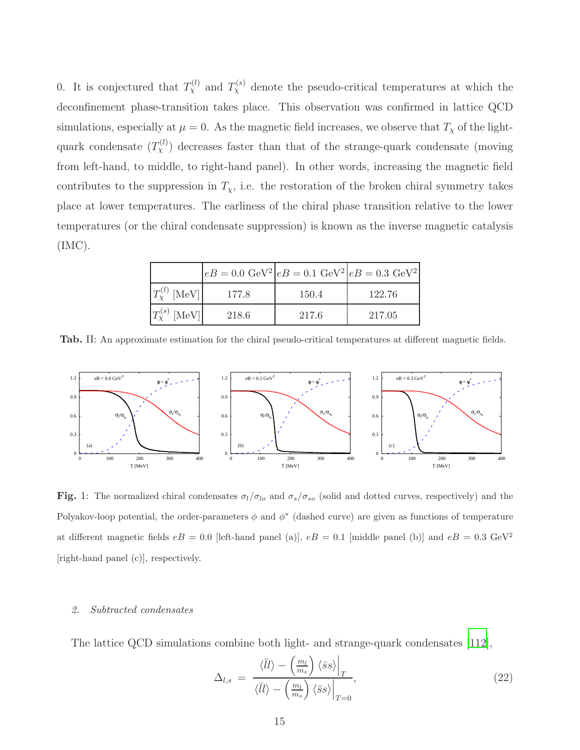0. It is conjectured that $T_\chi^{(l)}$ and $T_\chi^{(s)}$ denote the pseudo-critical temperatures at which the deconfinement phase-transition takes place. This observation was confirmed in lattice QCD simulations, especially at $\mu = 0$. As the magnetic field increases, we observe that $T_\chi$ of the light-quark condensate ($T_\chi^{(l)}$) decreases faster than that of the strange-quark condensate (moving from left-hand, to middle, to right-hand panel). In other words, increasing the magnetic field contributes to the suppression in $T_\chi$, i.e. the restoration of the broken chiral symmetry takes place at lower temperatures. The earliness of the chiral phase transition relative to the lower temperatures (or the chiral condensate suppression) is known as the inverse magnetic catalysis (IMC).

| | $eB = 0.0$ GeV$^2$ | $eB = 0.1$ GeV$^2$ | $eB = 0.3$ GeV$^2$ |
|---|---|---|---|
| $T_\chi^{(l)}$ [MeV] | 177.8 | 150.4 | 122.76 |
| $T_\chi^{(s)}$ [MeV] | 218.6 | 217.6 | 217.05 |

**Tab.** II: An approximate estimation for the chiral pseudo-critical temperatures at different magnetic fields.

**Fig.** 1: The normalized chiral condensates $\sigma_l/\sigma_{lo}$ and $\sigma_s/\sigma_{so}$ (solid and dotted curves, respectively) and the Polyakov-loop potential, the order-parameters $\phi$ and $\phi^*$ (dashed curve) are given as functions of temperature at different magnetic fields $eB = 0.0$ [left-hand panel (a)], $eB = 0.1$ [middle panel (b)] and $eB = 0.3$ GeV$^2$ [right-hand panel (c)], respectively.

### 2. *Subtracted condensates*

The lattice QCD simulations combine both light- and strange-quark condensates [112],

$$\Delta_{l,s} = \frac{\langle \bar{l}l \rangle - \left(\frac{m_l}{m_s}\right) \langle \bar{s}s \rangle \Big|_T}{\langle \bar{l}l \rangle - \left(\frac{m_l}{m_s}\right) \langle \bar{s}s \rangle \Big|_{T=0}}, \tag{22}$$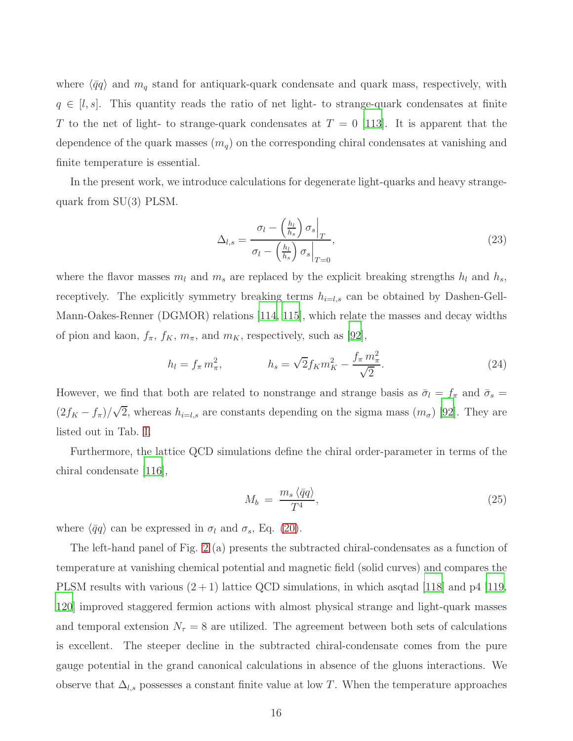where $\langle\bar{q}q\rangle$ and $m_q$ stand for antiquark-quark condensate and quark mass, respectively, with $q \in [l, s]$. This quantity reads the ratio of net light- to strange-quark condensates at finite $T$ to the net of light- to strange-quark condensates at $T = 0$ [113]. It is apparent that the dependence of the quark masses ($m_q$) on the corresponding chiral condensates at vanishing and finite temperature is essential.

In the present work, we introduce calculations for degenerate light-quarks and heavy strange-quark from SU(3) PLSM.

$$\Delta_{l,s} = \frac{\sigma_l - \left(\frac{h_l}{h_s}\right)\sigma_s\Big|_T}{\sigma_l - \left(\frac{h_l}{h_s}\right)\sigma_s\Big|_{T=0}}, \tag{23}$$

where the flavor masses $m_l$ and $m_s$ are replaced by the explicit breaking strengths $h_l$ and $h_s$, receptively. The explicitly symmetry breaking terms $h_{i=l,s}$ can be obtained by Dashen-Gell-Mann-Oakes-Renner (DGMOR) relations [114, 115], which relate the masses and decay widths of pion and kaon, $f_\pi$, $f_K$, $m_\pi$, and $m_K$, respectively, such as [92],

$$h_l = f_\pi\, m_\pi^2, \qquad\qquad h_s = \sqrt{2} f_K m_K^2 - \frac{f_\pi\, m_\pi^2}{\sqrt{2}}. \tag{24}$$

However, we find that both are related to nonstrange and strange basis as $\bar{\sigma}_l = f_\pi$ and $\bar{\sigma}_s = (2f_K - f_\pi)/\sqrt{2}$, whereas $h_{i=l,s}$ are constants depending on the sigma mass ($m_\sigma$) [92]. They are listed out in Tab. I.

Furthermore, the lattice QCD simulations define the chiral order-parameter in terms of the chiral condensate [116],

$$M_b \;=\; \frac{m_s \,\langle\bar{q}q\rangle}{T^4}, \tag{25}$$

where $\langle\bar{q}q\rangle$ can be expressed in $\sigma_l$ and $\sigma_s$, Eq. (20).

The left-hand panel of Fig. 2 (a) presents the subtracted chiral-condensates as a function of temperature at vanishing chemical potential and magnetic field (solid curves) and compares the PLSM results with various $(2+1)$ lattice QCD simulations, in which asqtad [118] and p4 [119, 120] improved staggered fermion actions with almost physical strange and light-quark masses and temporal extension $N_\tau = 8$ are utilized. The agreement between both sets of calculations is excellent. The steeper decline in the subtracted chiral-condensate comes from the pure gauge potential in the grand canonical calculations in absence of the gluons interactions. We observe that $\Delta_{l,s}$ possesses a constant finite value at low $T$. When the temperature approaches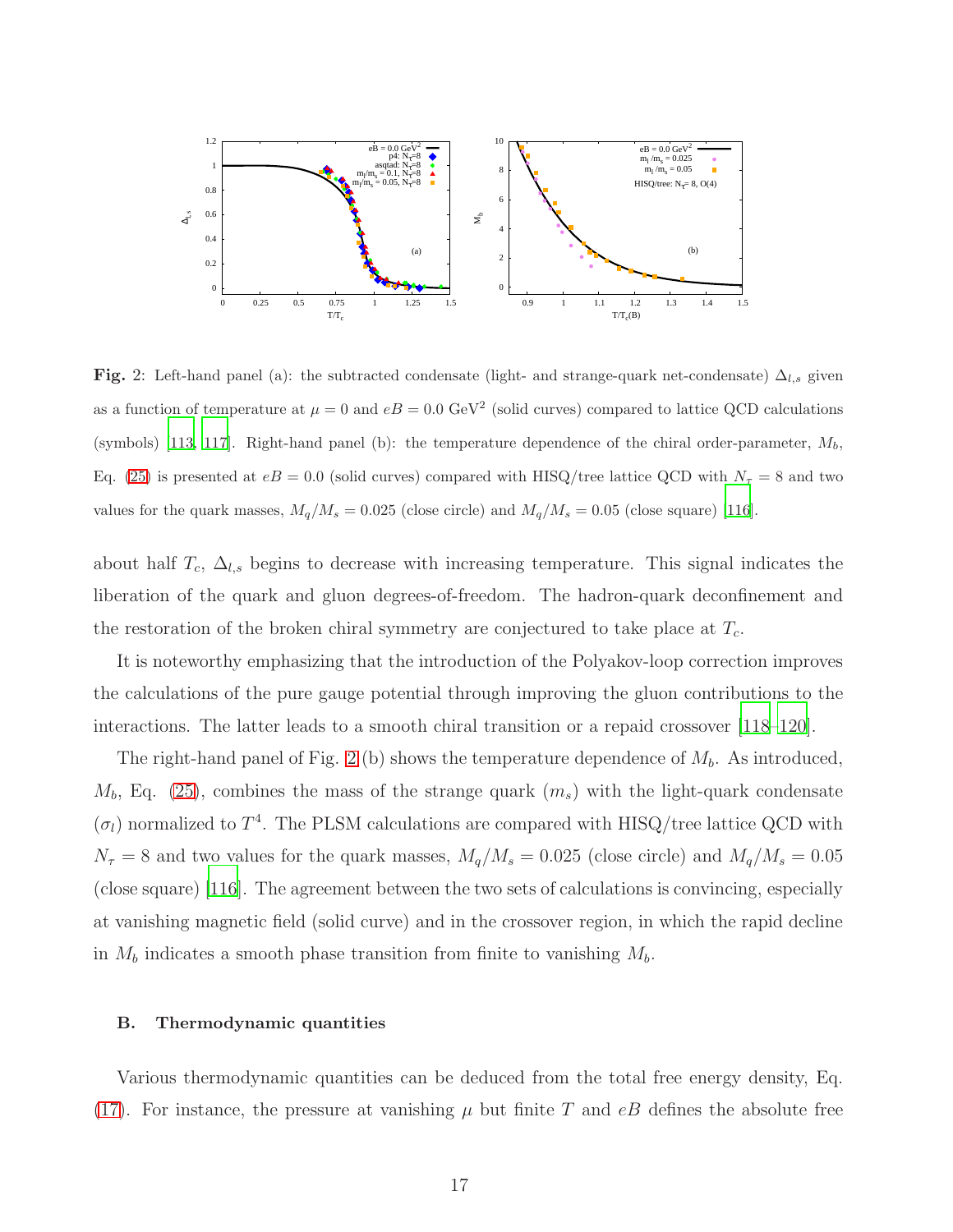**Fig.** 2: Left-hand panel (a): the subtracted condensate (light- and strange-quark net-condensate) $\Delta_{l,s}$ given as a function of temperature at $\mu = 0$ and $eB = 0.0$ GeV$^2$ (solid curves) compared to lattice QCD calculations (symbols) [113, 117]. Right-hand panel (b): the temperature dependence of the chiral order-parameter, $M_b$, Eq. (25) is presented at $eB = 0.0$ (solid curves) compared with HISQ/tree lattice QCD with $N_\tau = 8$ and two values for the quark masses, $M_q/M_s = 0.025$ (close circle) and $M_q/M_s = 0.05$ (close square) [116].

about half $T_c$, $\Delta_{l,s}$ begins to decrease with increasing temperature. This signal indicates the liberation of the quark and gluon degrees-of-freedom. The hadron-quark deconfinement and the restoration of the broken chiral symmetry are conjectured to take place at $T_c$.

It is noteworthy emphasizing that the introduction of the Polyakov-loop correction improves the calculations of the pure gauge potential through improving the gluon contributions to the interactions. The latter leads to a smooth chiral transition or a repaid crossover [118–120].

The right-hand panel of Fig. 2 (b) shows the temperature dependence of $M_b$. As introduced, $M_b$, Eq. (25), combines the mass of the strange quark ($m_s$) with the light-quark condensate ($\sigma_l$) normalized to $T^4$. The PLSM calculations are compared with HISQ/tree lattice QCD with $N_\tau = 8$ and two values for the quark masses, $M_q/M_s = 0.025$ (close circle) and $M_q/M_s = 0.05$ (close square) [116]. The agreement between the two sets of calculations is convincing, especially at vanishing magnetic field (solid curve) and in the crossover region, in which the rapid decline in $M_b$ indicates a smooth phase transition from finite to vanishing $M_b$.

### B. Thermodynamic quantities

Various thermodynamic quantities can be deduced from the total free energy density, Eq. (17). For instance, the pressure at vanishing $\mu$ but finite $T$ and $eB$ defines the absolute free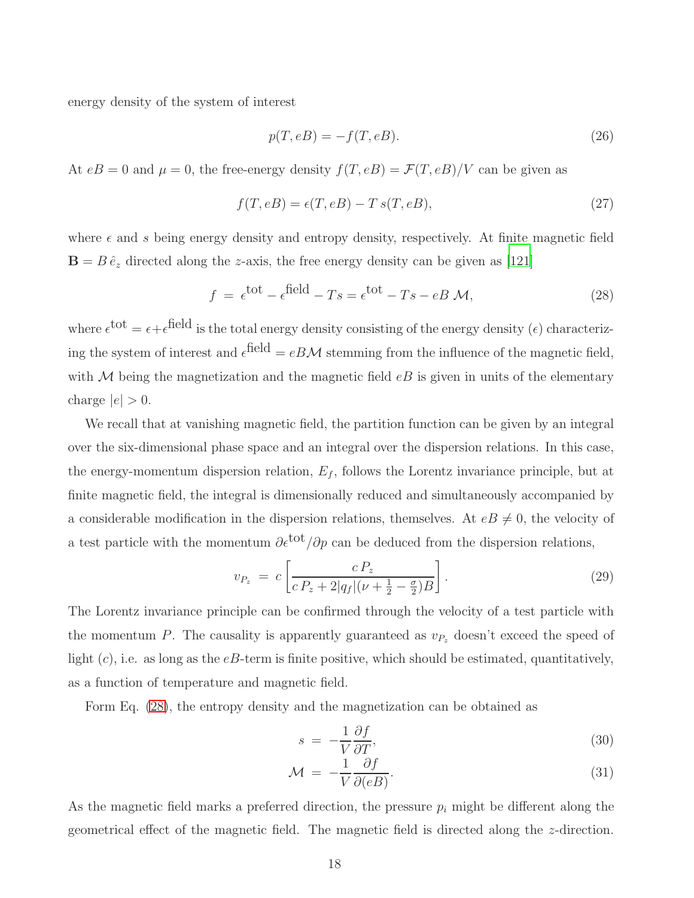energy density of the system of interest

$$p(T, eB) = -f(T, eB). \tag{26}$$

At $eB = 0$ and $\mu = 0$, the free-energy density $f(T, eB) = \mathcal{F}(T, eB)/V$ can be given as

$$f(T, eB) = \epsilon(T, eB) - T\, s(T, eB), \tag{27}$$

where $\epsilon$ and $s$ being energy density and entropy density, respectively. At finite magnetic field $\mathbf{B} = B\,\hat{e}_z$ directed along the $z$-axis, the free energy density can be given as [121]

$$f \;=\; \epsilon^{\text{tot}} - \epsilon^{\text{field}} - Ts = \epsilon^{\text{tot}} - Ts - eB\,\mathcal{M}, \tag{28}$$

where $\epsilon^{\text{tot}} = \epsilon + \epsilon^{\text{field}}$ is the total energy density consisting of the energy density ($\epsilon$) characterizing the system of interest and $\epsilon^{\text{field}} = eB\mathcal{M}$ stemming from the influence of the magnetic field, with $\mathcal{M}$ being the magnetization and the magnetic field $eB$ is given in units of the elementary charge $|e| > 0$.

We recall that at vanishing magnetic field, the partition function can be given by an integral over the six-dimensional phase space and an integral over the dispersion relations. In this case, the energy-momentum dispersion relation, $E_f$, follows the Lorentz invariance principle, but at finite magnetic field, the integral is dimensionally reduced and simultaneously accompanied by a considerable modification in the dispersion relations, themselves. At $eB \neq 0$, the velocity of a test particle with the momentum $\partial\epsilon^{\text{tot}}/\partial p$ can be deduced from the dispersion relations,

$$v_{P_z} \;=\; c\left[\frac{c\,P_z}{c\,P_z + 2|q_f|(\nu + \frac{1}{2} - \frac{\sigma}{2})B}\right]. \tag{29}$$

The Lorentz invariance principle can be confirmed through the velocity of a test particle with the momentum $P$. The causality is apparently guaranteed as $v_{P_z}$ doesn't exceed the speed of light ($c$), i.e. as long as the $eB$-term is finite positive, which should be estimated, quantitatively, as a function of temperature and magnetic field.

Form Eq. (28), the entropy density and the magnetization can be obtained as

$$s \;=\; -\frac{1}{V}\frac{\partial f}{\partial T}, \tag{30}$$

$$\mathcal{M} \;=\; -\frac{1}{V}\frac{\partial f}{\partial (eB)}. \tag{31}$$

As the magnetic field marks a preferred direction, the pressure $p_i$ might be different along the geometrical effect of the magnetic field. The magnetic field is directed along the $z$-direction.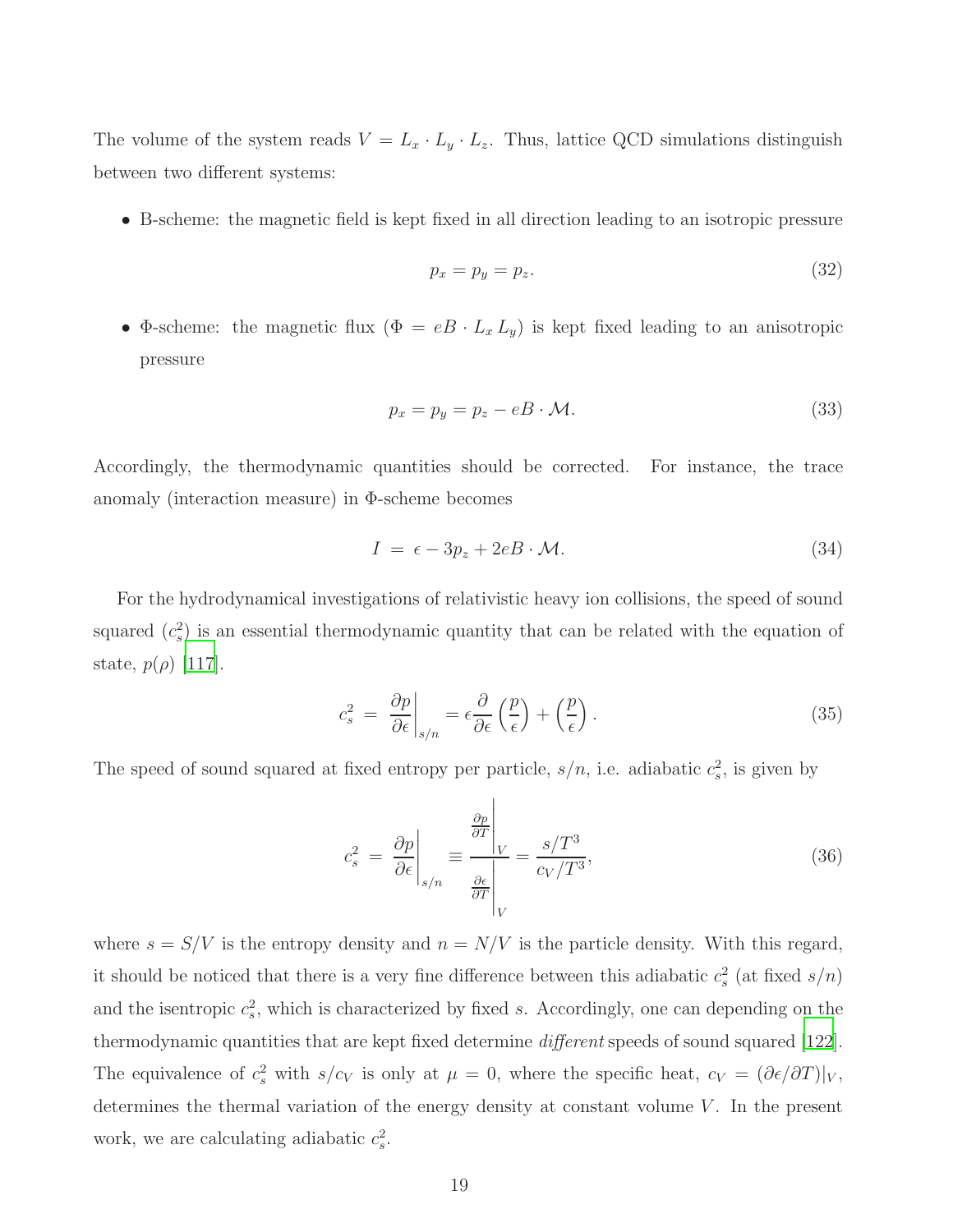The volume of the system reads $V = L_x \cdot L_y \cdot L_z$. Thus, lattice QCD simulations distinguish between two different systems:

- B-scheme: the magnetic field is kept fixed in all direction leading to an isotropic pressure

$$p_x = p_y = p_z. \tag{32}$$

- Φ-scheme: the magnetic flux ($\Phi = eB \cdot L_x \, L_y$) is kept fixed leading to an anisotropic pressure

$$p_x = p_y = p_z - eB \cdot \mathcal{M}. \tag{33}$$

Accordingly, the thermodynamic quantities should be corrected. For instance, the trace anomaly (interaction measure) in Φ-scheme becomes

$$I \;=\; \epsilon - 3p_z + 2eB \cdot \mathcal{M}. \tag{34}$$

For the hydrodynamical investigations of relativistic heavy ion collisions, the speed of sound squared ($c_s^2$) is an essential thermodynamic quantity that can be related with the equation of state, $p(\rho)$ [117].

$$c_s^2 \;=\; \left.\frac{\partial p}{\partial \epsilon}\right|_{s/n} = \epsilon \frac{\partial}{\partial \epsilon}\left(\frac{p}{\epsilon}\right) + \left(\frac{p}{\epsilon}\right). \tag{35}$$

The speed of sound squared at fixed entropy per particle, $s/n$, i.e. adiabatic $c_s^2$, is given by

$$c_s^2 \;=\; \left.\frac{\partial p}{\partial \epsilon}\right|_{s/n} \equiv \frac{\left.\frac{\partial p}{\partial T}\right|_V}{\left.\frac{\partial \epsilon}{\partial T}\right|_V} = \frac{s/T^3}{c_V/T^3}, \tag{36}$$

where $s = S/V$ is the entropy density and $n = N/V$ is the particle density. With this regard, it should be noticed that there is a very fine difference between this adiabatic $c_s^2$ (at fixed $s/n$) and the isentropic $c_s^2$, which is characterized by fixed $s$. Accordingly, one can depending on the thermodynamic quantities that are kept fixed determine *different* speeds of sound squared [122]. The equivalence of $c_s^2$ with $s/c_V$ is only at $\mu = 0$, where the specific heat, $c_V = (\partial\epsilon/\partial T)|_V$, determines the thermal variation of the energy density at constant volume $V$. In the present work, we are calculating adiabatic $c_s^2$.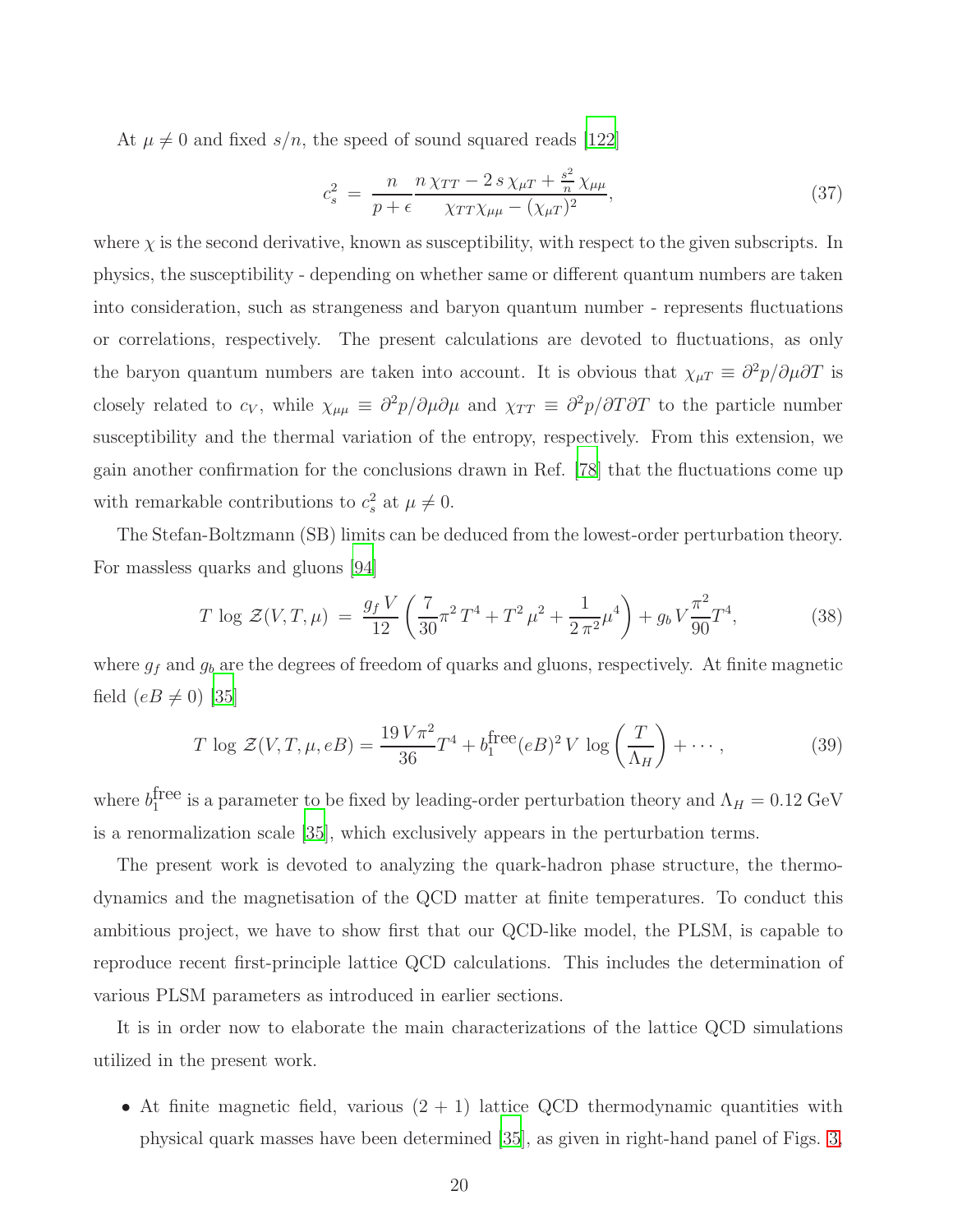At $\mu \neq 0$ and fixed $s/n$, the speed of sound squared reads [122]

$$c_s^2 \;=\; \frac{n}{p+\epsilon} \frac{n\,\chi_{TT} - 2\,s\,\chi_{\mu T} + \frac{s^2}{n}\,\chi_{\mu\mu}}{\chi_{TT}\chi_{\mu\mu} - (\chi_{\mu T})^2}, \tag{37}$$

where $\chi$ is the second derivative, known as susceptibility, with respect to the given subscripts. In physics, the susceptibility - depending on whether same or different quantum numbers are taken into consideration, such as strangeness and baryon quantum number - represents fluctuations or correlations, respectively. The present calculations are devoted to fluctuations, as only the baryon quantum numbers are taken into account. It is obvious that $\chi_{\mu T} \equiv \partial^2 p/\partial\mu\partial T$ is closely related to $c_V$, while $\chi_{\mu\mu} \equiv \partial^2 p/\partial\mu\partial\mu$ and $\chi_{TT} \equiv \partial^2 p/\partial T\partial T$ to the particle number susceptibility and the thermal variation of the entropy, respectively. From this extension, we gain another confirmation for the conclusions drawn in Ref. [78] that the fluctuations come up with remarkable contributions to $c_s^2$ at $\mu \neq 0$.

The Stefan-Boltzmann (SB) limits can be deduced from the lowest-order perturbation theory. For massless quarks and gluons [94]

$$T\,\log\,\mathcal{Z}(V,T,\mu) \;=\; \frac{g_f\,V}{12}\left(\frac{7}{30}\pi^2\,T^4 + T^2\,\mu^2 + \frac{1}{2\,\pi^2}\mu^4\right) + g_b\,V\frac{\pi^2}{90}T^4, \tag{38}$$

where $g_f$ and $g_b$ are the degrees of freedom of quarks and gluons, respectively. At finite magnetic field ($eB \neq 0$) [35]

$$T\,\log\,\mathcal{Z}(V,T,\mu,eB) = \frac{19\,V\pi^2}{36}T^4 + b_1^{\text{free}}(eB)^2\,V\,\log\left(\frac{T}{\Lambda_H}\right) + \cdots, \tag{39}$$

where $b_1^{\text{free}}$ is a parameter to be fixed by leading-order perturbation theory and $\Lambda_H = 0.12$ GeV is a renormalization scale [35], which exclusively appears in the perturbation terms.

The present work is devoted to analyzing the quark-hadron phase structure, the thermodynamics and the magnetisation of the QCD matter at finite temperatures. To conduct this ambitious project, we have to show first that our QCD-like model, the PLSM, is capable to reproduce recent first-principle lattice QCD calculations. This includes the determination of various PLSM parameters as introduced in earlier sections.

It is in order now to elaborate the main characterizations of the lattice QCD simulations utilized in the present work.

- At finite magnetic field, various (2 + 1) lattice QCD thermodynamic quantities with physical quark masses have been determined [35], as given in right-hand panel of Figs. 3,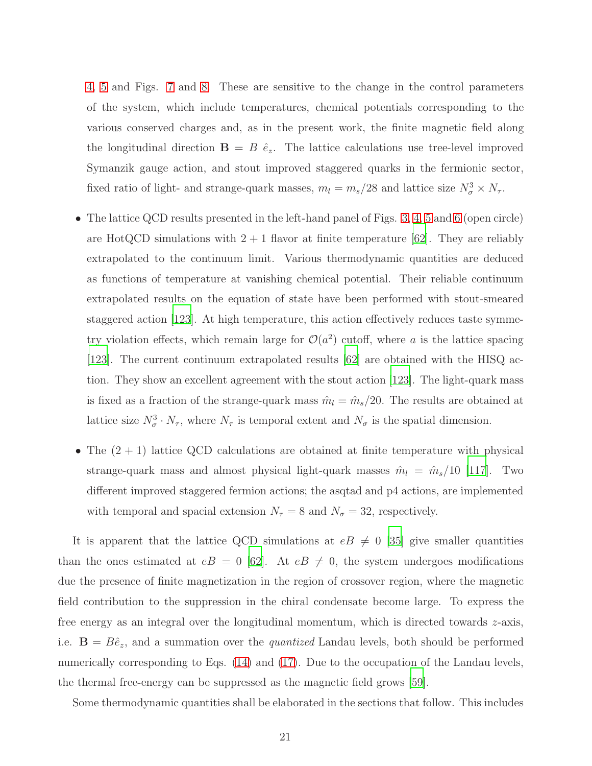4, 5 and Figs. 7 and 8. These are sensitive to the change in the control parameters of the system, which include temperatures, chemical potentials corresponding to the various conserved charges and, as in the present work, the finite magnetic field along the longitudinal direction $\mathbf{B} = B\ \hat{e}_z$. The lattice calculations use tree-level improved Symanzik gauge action, and stout improved staggered quarks in the fermionic sector, fixed ratio of light- and strange-quark masses, $m_l = m_s/28$ and lattice size $N_\sigma^3 \times N_\tau$.

- The lattice QCD results presented in the left-hand panel of Figs. 3, 4, 5 and 6 (open circle) are HotQCD simulations with $2+1$ flavor at finite temperature [62]. They are reliably extrapolated to the continuum limit. Various thermodynamic quantities are deduced as functions of temperature at vanishing chemical potential. Their reliable continuum extrapolated results on the equation of state have been performed with stout-smeared staggered action [123]. At high temperature, this action effectively reduces taste symmetry violation effects, which remain large for $\mathcal{O}(a^2)$ cutoff, where $a$ is the lattice spacing [123]. The current continuum extrapolated results [62] are obtained with the HISQ action. They show an excellent agreement with the stout action [123]. The light-quark mass is fixed as a fraction of the strange-quark mass $\hat{m}_l = \hat{m}_s/20$. The results are obtained at lattice size $N_\sigma^3 \cdot N_\tau$, where $N_\tau$ is temporal extent and $N_\sigma$ is the spatial dimension.
- The $(2+1)$ lattice QCD calculations are obtained at finite temperature with physical strange-quark mass and almost physical light-quark masses $\hat{m}_l = \hat{m}_s/10$ [117]. Two different improved staggered fermion actions; the asqtad and p4 actions, are implemented with temporal and spacial extension $N_\tau = 8$ and $N_\sigma = 32$, respectively.

It is apparent that the lattice QCD simulations at $eB \neq 0$ [35] give smaller quantities than the ones estimated at $eB = 0$ [62]. At $eB \neq 0$, the system undergoes modifications due the presence of finite magnetization in the region of crossover region, where the magnetic field contribution to the suppression in the chiral condensate become large. To express the free energy as an integral over the longitudinal momentum, which is directed towards $z$-axis, i.e. $\mathbf{B} = B\hat{e}_z$, and a summation over the *quantized* Landau levels, both should be performed numerically corresponding to Eqs. (14) and (17). Due to the occupation of the Landau levels, the thermal free-energy can be suppressed as the magnetic field grows [59].

Some thermodynamic quantities shall be elaborated in the sections that follow. This includes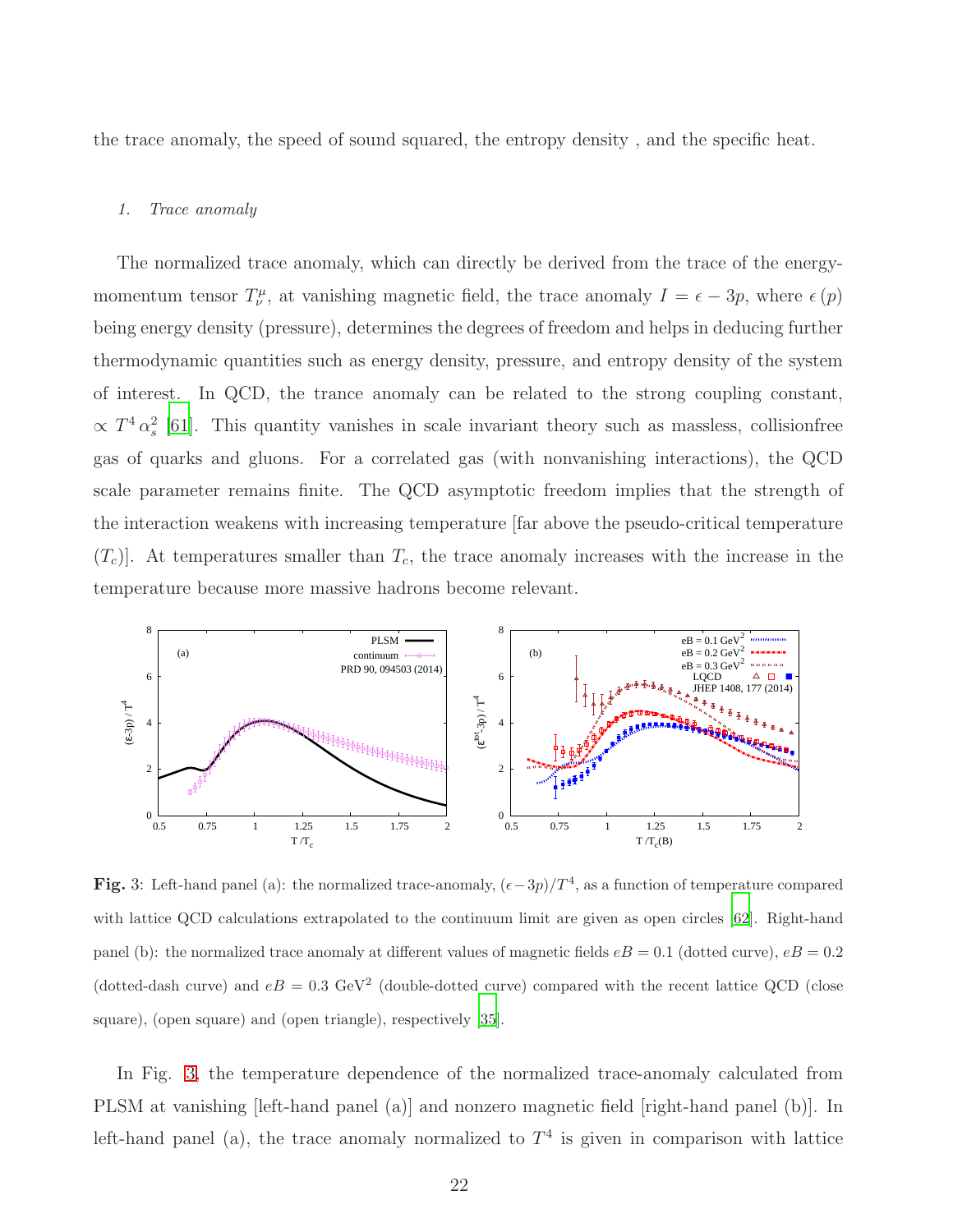the trace anomaly, the speed of sound squared, the entropy density , and the specific heat.

### 1. Trace anomaly

The normalized trace anomaly, which can directly be derived from the trace of the energy-momentum tensor $T^{\mu}_{\nu}$, at vanishing magnetic field, the trace anomaly $I = \epsilon - 3p$, where $\epsilon\,(p)$ being energy density (pressure), determines the degrees of freedom and helps in deducing further thermodynamic quantities such as energy density, pressure, and entropy density of the system of interest. In QCD, the trance anomaly can be related to the strong coupling constant, $\propto T^4\,\alpha_s^2$ [61]. This quantity vanishes in scale invariant theory such as massless, collisionfree gas of quarks and gluons. For a correlated gas (with nonvanishing interactions), the QCD scale parameter remains finite. The QCD asymptotic freedom implies that the strength of the interaction weakens with increasing temperature [far above the pseudo-critical temperature ($T_c$)]. At temperatures smaller than $T_c$, the trace anomaly increases with the increase in the temperature because more massive hadrons become relevant.

**Fig.** 3: Left-hand panel (a): the normalized trace-anomaly, $(\epsilon - 3p)/T^4$, as a function of temperature compared with lattice QCD calculations extrapolated to the continuum limit are given as open circles [62]. Right-hand panel (b): the normalized trace anomaly at different values of magnetic fields $eB = 0.1$ (dotted curve), $eB = 0.2$ (dotted-dash curve) and $eB = 0.3$ GeV$^2$ (double-dotted curve) compared with the recent lattice QCD (close square), (open square) and (open triangle), respectively [35].

In Fig. 3, the temperature dependence of the normalized trace-anomaly calculated from PLSM at vanishing [left-hand panel (a)] and nonzero magnetic field [right-hand panel (b)]. In left-hand panel (a), the trace anomaly normalized to $T^4$ is given in comparison with lattice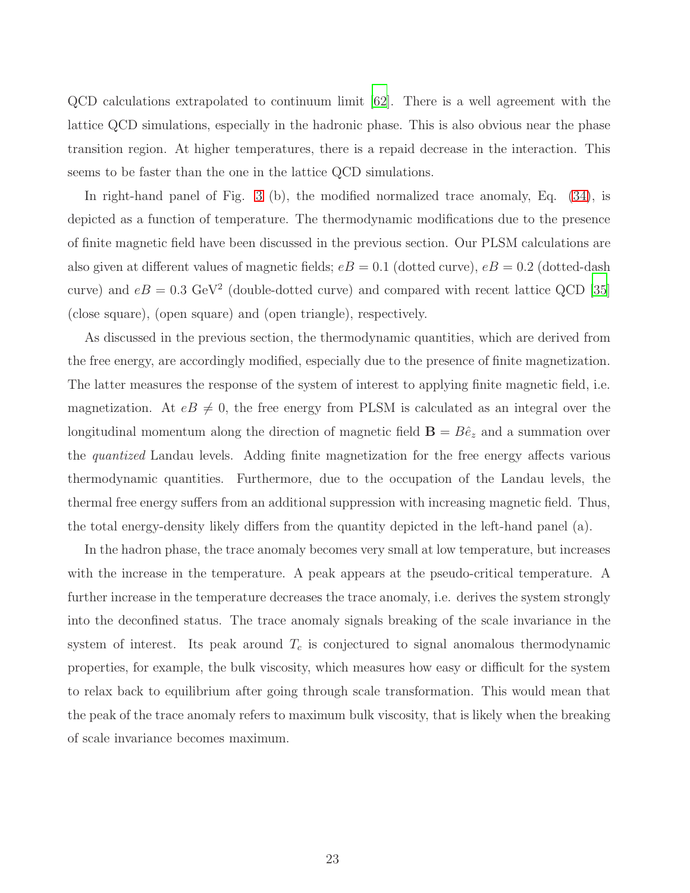QCD calculations extrapolated to continuum limit [62]. There is a well agreement with the lattice QCD simulations, especially in the hadronic phase. This is also obvious near the phase transition region. At higher temperatures, there is a repaid decrease in the interaction. This seems to be faster than the one in the lattice QCD simulations.

In right-hand panel of Fig. 3 (b), the modified normalized trace anomaly, Eq. (34), is depicted as a function of temperature. The thermodynamic modifications due to the presence of finite magnetic field have been discussed in the previous section. Our PLSM calculations are also given at different values of magnetic fields; $eB = 0.1$ (dotted curve), $eB = 0.2$ (dotted-dash curve) and $eB = 0.3$ GeV$^2$ (double-dotted curve) and compared with recent lattice QCD [35] (close square), (open square) and (open triangle), respectively.

As discussed in the previous section, the thermodynamic quantities, which are derived from the free energy, are accordingly modified, especially due to the presence of finite magnetization. The latter measures the response of the system of interest to applying finite magnetic field, i.e. magnetization. At $eB \neq 0$, the free energy from PLSM is calculated as an integral over the longitudinal momentum along the direction of magnetic field $\mathbf{B} = B\hat{e}_z$ and a summation over the *quantized* Landau levels. Adding finite magnetization for the free energy affects various thermodynamic quantities. Furthermore, due to the occupation of the Landau levels, the thermal free energy suffers from an additional suppression with increasing magnetic field. Thus, the total energy-density likely differs from the quantity depicted in the left-hand panel (a).

In the hadron phase, the trace anomaly becomes very small at low temperature, but increases with the increase in the temperature. A peak appears at the pseudo-critical temperature. A further increase in the temperature decreases the trace anomaly, i.e. derives the system strongly into the deconfined status. The trace anomaly signals breaking of the scale invariance in the system of interest. Its peak around $T_c$ is conjectured to signal anomalous thermodynamic properties, for example, the bulk viscosity, which measures how easy or difficult for the system to relax back to equilibrium after going through scale transformation. This would mean that the peak of the trace anomaly refers to maximum bulk viscosity, that is likely when the breaking of scale invariance becomes maximum.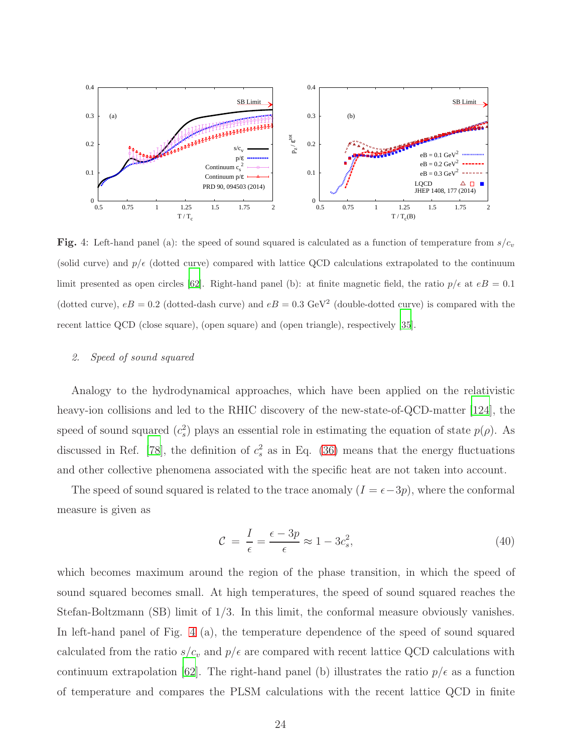**Fig.** 4: Left-hand panel (a): the speed of sound squared is calculated as a function of temperature from $s/c_v$ (solid curve) and $p/\epsilon$ (dotted curve) compared with lattice QCD calculations extrapolated to the continuum limit presented as open circles [62]. Right-hand panel (b): at finite magnetic field, the ratio $p/\epsilon$ at $eB = 0.1$ (dotted curve), $eB = 0.2$ (dotted-dash curve) and $eB = 0.3$ GeV$^2$ (double-dotted curve) is compared with the recent lattice QCD (close square), (open square) and (open triangle), respectively [35].

*2. Speed of sound squared*

Analogy to the hydrodynamical approaches, which have been applied on the relativistic heavy-ion collisions and led to the RHIC discovery of the new-state-of-QCD-matter [124], the speed of sound squared ($c_s^2$) plays an essential role in estimating the equation of state $p(\rho)$. As discussed in Ref. [78], the definition of $c_s^2$ as in Eq. (36) means that the energy fluctuations and other collective phenomena associated with the specific heat are not taken into account.

The speed of sound squared is related to the trace anomaly ($I = \epsilon - 3p$), where the conformal measure is given as

$$\mathcal{C} \,=\, \frac{I}{\epsilon} = \frac{\epsilon - 3p}{\epsilon} \approx 1 - 3c_s^2, \tag{40}$$

which becomes maximum around the region of the phase transition, in which the speed of sound squared becomes small. At high temperatures, the speed of sound squared reaches the Stefan-Boltzmann (SB) limit of 1/3. In this limit, the conformal measure obviously vanishes. In left-hand panel of Fig. 4 (a), the temperature dependence of the speed of sound squared calculated from the ratio $s/c_v$ and $p/\epsilon$ are compared with recent lattice QCD calculations with continuum extrapolation [62]. The right-hand panel (b) illustrates the ratio $p/\epsilon$ as a function of temperature and compares the PLSM calculations with the recent lattice QCD in finite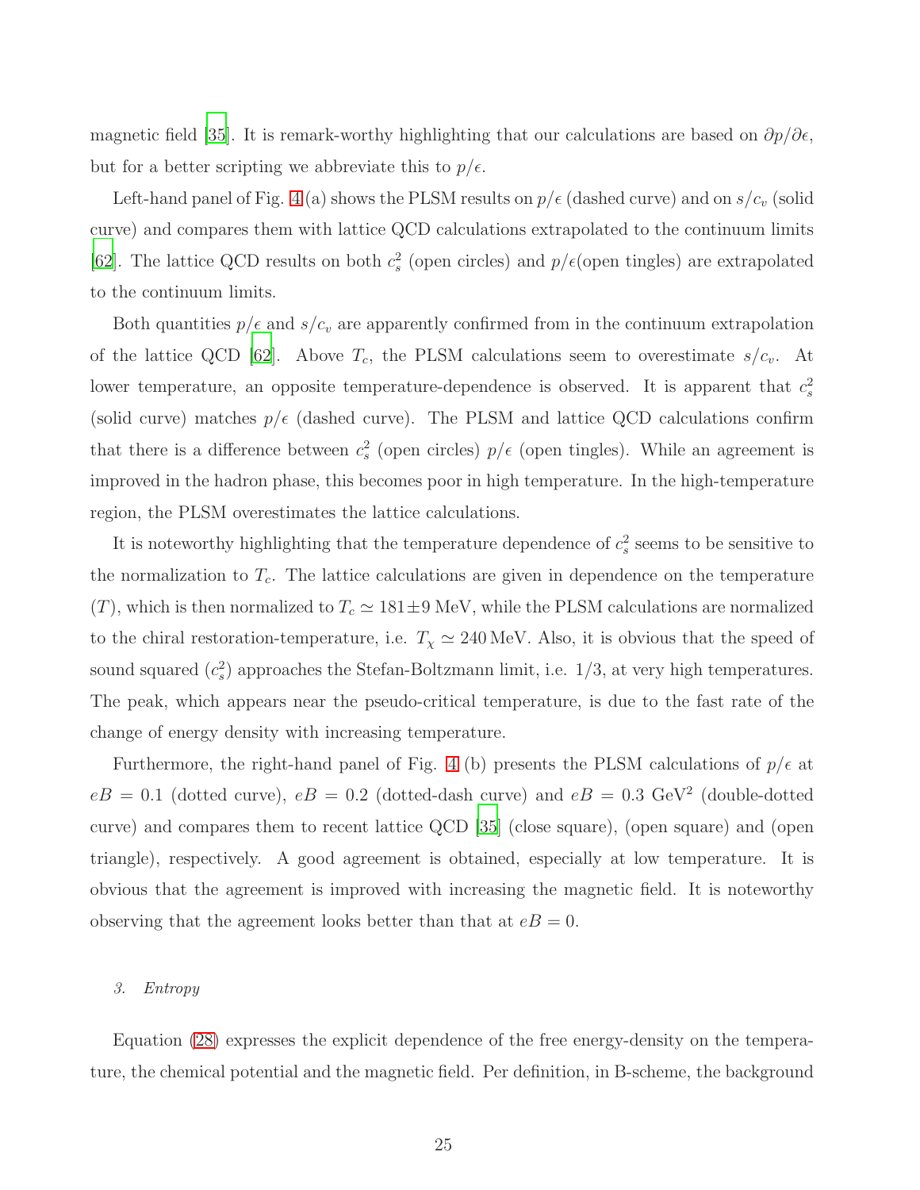magnetic field [35]. It is remark-worthy highlighting that our calculations are based on $\partial p/\partial \epsilon$, but for a better scripting we abbreviate this to $p/\epsilon$.

Left-hand panel of Fig. 4 (a) shows the PLSM results on $p/\epsilon$ (dashed curve) and on $s/c_v$ (solid curve) and compares them with lattice QCD calculations extrapolated to the continuum limits [62]. The lattice QCD results on both $c_s^2$ (open circles) and $p/\epsilon$(open tingles) are extrapolated to the continuum limits.

Both quantities $p/\epsilon$ and $s/c_v$ are apparently confirmed from in the continuum extrapolation of the lattice QCD [62]. Above $T_c$, the PLSM calculations seem to overestimate $s/c_v$. At lower temperature, an opposite temperature-dependence is observed. It is apparent that $c_s^2$ (solid curve) matches $p/\epsilon$ (dashed curve). The PLSM and lattice QCD calculations confirm that there is a difference between $c_s^2$ (open circles) $p/\epsilon$ (open tingles). While an agreement is improved in the hadron phase, this becomes poor in high temperature. In the high-temperature region, the PLSM overestimates the lattice calculations.

It is noteworthy highlighting that the temperature dependence of $c_s^2$ seems to be sensitive to the normalization to $T_c$. The lattice calculations are given in dependence on the temperature ($T$), which is then normalized to $T_c \simeq 181 \pm 9$ MeV, while the PLSM calculations are normalized to the chiral restoration-temperature, i.e. $T_\chi \simeq 240\,$MeV. Also, it is obvious that the speed of sound squared ($c_s^2$) approaches the Stefan-Boltzmann limit, i.e. 1/3, at very high temperatures. The peak, which appears near the pseudo-critical temperature, is due to the fast rate of the change of energy density with increasing temperature.

Furthermore, the right-hand panel of Fig. 4 (b) presents the PLSM calculations of $p/\epsilon$ at $eB = 0.1$ (dotted curve), $eB = 0.2$ (dotted-dash curve) and $eB = 0.3$ GeV$^2$ (double-dotted curve) and compares them to recent lattice QCD [35] (close square), (open square) and (open triangle), respectively. A good agreement is obtained, especially at low temperature. It is obvious that the agreement is improved with increasing the magnetic field. It is noteworthy observing that the agreement looks better than that at $eB = 0$.

### *3. Entropy*

Equation (28) expresses the explicit dependence of the free energy-density on the temperature, the chemical potential and the magnetic field. Per definition, in B-scheme, the background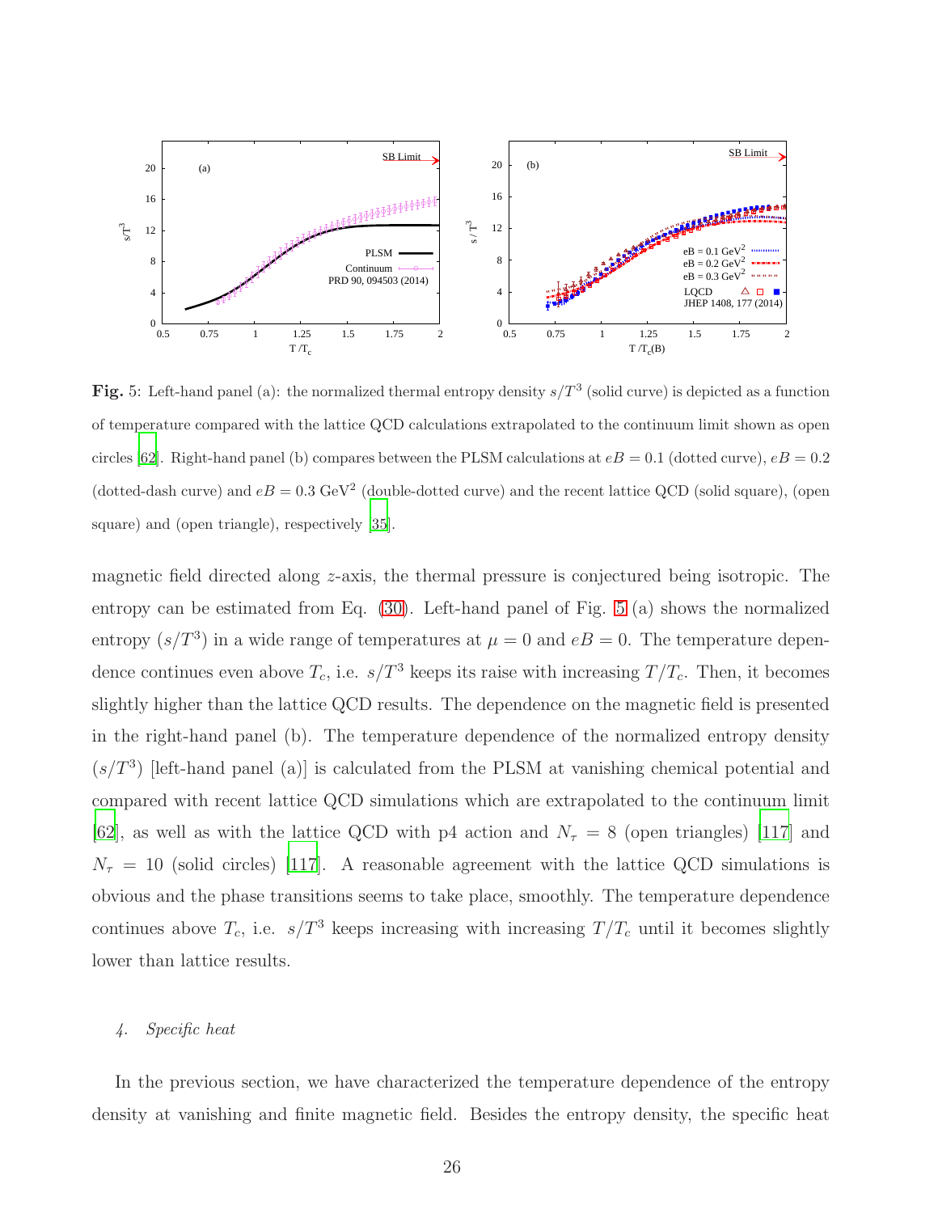**Fig.** 5: Left-hand panel (a): the normalized thermal entropy density $s/T^3$ (solid curve) is depicted as a function of temperature compared with the lattice QCD calculations extrapolated to the continuum limit shown as open circles [62]. Right-hand panel (b) compares between the PLSM calculations at $eB = 0.1$ (dotted curve), $eB = 0.2$ (dotted-dash curve) and $eB = 0.3$ GeV$^2$ (double-dotted curve) and the recent lattice QCD (solid square), (open square) and (open triangle), respectively [35].

magnetic field directed along $z$-axis, the thermal pressure is conjectured being isotropic. The entropy can be estimated from Eq. (30). Left-hand panel of Fig. 5 (a) shows the normalized entropy ($s/T^3$) in a wide range of temperatures at $\mu = 0$ and $eB = 0$. The temperature dependence continues even above $T_c$, i.e. $s/T^3$ keeps its raise with increasing $T/T_c$. Then, it becomes slightly higher than the lattice QCD results. The dependence on the magnetic field is presented in the right-hand panel (b). The temperature dependence of the normalized entropy density ($s/T^3$) [left-hand panel (a)] is calculated from the PLSM at vanishing chemical potential and compared with recent lattice QCD simulations which are extrapolated to the continuum limit [62], as well as with the lattice QCD with p4 action and $N_\tau = 8$ (open triangles) [117] and $N_\tau = 10$ (solid circles) [117]. A reasonable agreement with the lattice QCD simulations is obvious and the phase transitions seems to take place, smoothly. The temperature dependence continues above $T_c$, i.e. $s/T^3$ keeps increasing with increasing $T/T_c$ until it becomes slightly lower than lattice results.

### 4. *Specific heat*

In the previous section, we have characterized the temperature dependence of the entropy density at vanishing and finite magnetic field. Besides the entropy density, the specific heat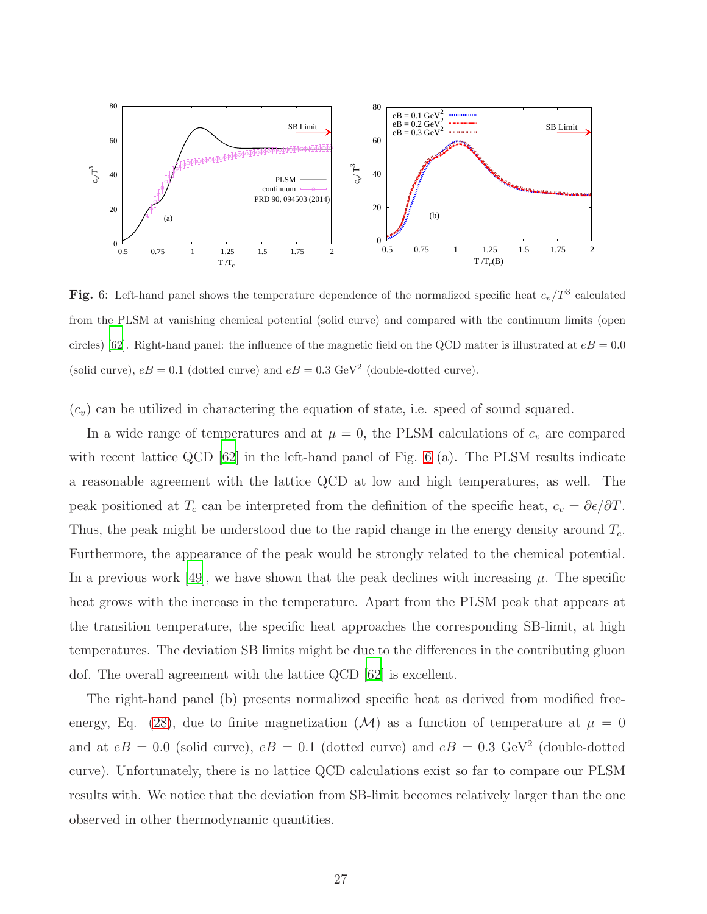**Fig.** 6: Left-hand panel shows the temperature dependence of the normalized specific heat $c_v/T^3$ calculated from the PLSM at vanishing chemical potential (solid curve) and compared with the continuum limits (open circles) [62]. Right-hand panel: the influence of the magnetic field on the QCD matter is illustrated at $eB = 0.0$ (solid curve), $eB = 0.1$ (dotted curve) and $eB = 0.3$ GeV$^2$ (double-dotted curve).

($c_v$) can be utilized in charactering the equation of state, i.e. speed of sound squared.

In a wide range of temperatures and at $\mu = 0$, the PLSM calculations of $c_v$ are compared with recent lattice QCD [62] in the left-hand panel of Fig. 6 (a). The PLSM results indicate a reasonable agreement with the lattice QCD at low and high temperatures, as well. The peak positioned at $T_c$ can be interpreted from the definition of the specific heat, $c_v = \partial\epsilon/\partial T$. Thus, the peak might be understood due to the rapid change in the energy density around $T_c$. Furthermore, the appearance of the peak would be strongly related to the chemical potential. In a previous work [49], we have shown that the peak declines with increasing $\mu$. The specific heat grows with the increase in the temperature. Apart from the PLSM peak that appears at the transition temperature, the specific heat approaches the corresponding SB-limit, at high temperatures. The deviation SB limits might be due to the differences in the contributing gluon dof. The overall agreement with the lattice QCD [62] is excellent.

The right-hand panel (b) presents normalized specific heat as derived from modified free-energy, Eq. (28), due to finite magnetization ($\mathcal{M}$) as a function of temperature at $\mu = 0$ and at $eB = 0.0$ (solid curve), $eB = 0.1$ (dotted curve) and $eB = 0.3$ GeV$^2$ (double-dotted curve). Unfortunately, there is no lattice QCD calculations exist so far to compare our PLSM results with. We notice that the deviation from SB-limit becomes relatively larger than the one observed in other thermodynamic quantities.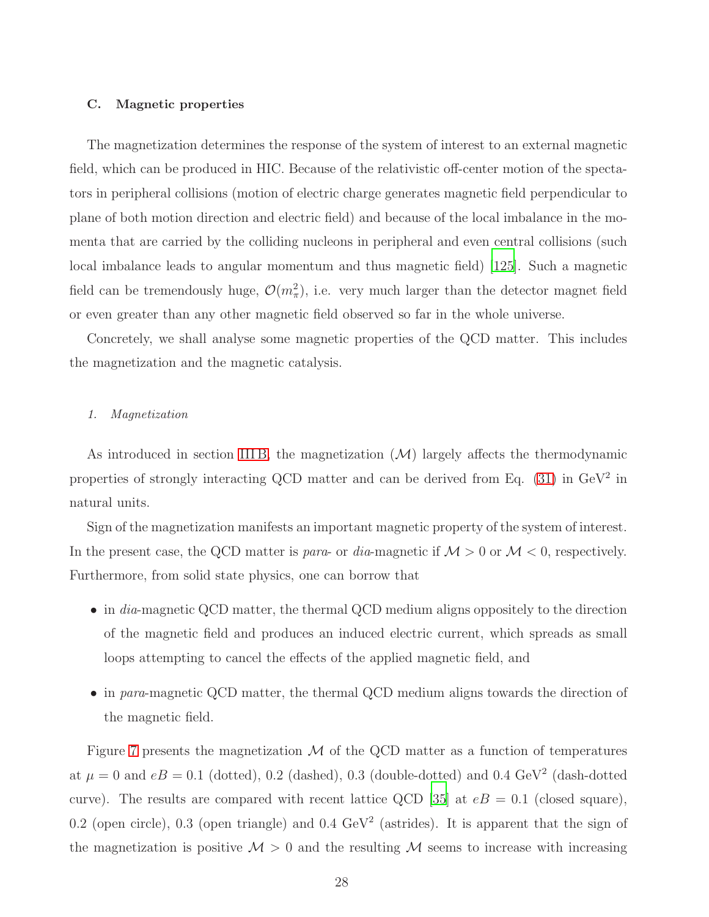### C. Magnetic properties

The magnetization determines the response of the system of interest to an external magnetic field, which can be produced in HIC. Because of the relativistic off-center motion of the spectators in peripheral collisions (motion of electric charge generates magnetic field perpendicular to plane of both motion direction and electric field) and because of the local imbalance in the momenta that are carried by the colliding nucleons in peripheral and even central collisions (such local imbalance leads to angular momentum and thus magnetic field) [125]. Such a magnetic field can be tremendously huge, $\mathcal{O}(m_\pi^2)$, i.e. very much larger than the detector magnet field or even greater than any other magnetic field observed so far in the whole universe.

Concretely, we shall analyse some magnetic properties of the QCD matter. This includes the magnetization and the magnetic catalysis.

#### 1. Magnetization

As introduced in section III B, the magnetization ($\mathcal{M}$) largely affects the thermodynamic properties of strongly interacting QCD matter and can be derived from Eq. (31) in GeV$^2$ in natural units.

Sign of the magnetization manifests an important magnetic property of the system of interest. In the present case, the QCD matter is *para*- or *dia*-magnetic if $\mathcal{M} > 0$ or $\mathcal{M} < 0$, respectively. Furthermore, from solid state physics, one can borrow that

- in *dia*-magnetic QCD matter, the thermal QCD medium aligns oppositely to the direction of the magnetic field and produces an induced electric current, which spreads as small loops attempting to cancel the effects of the applied magnetic field, and
- in *para*-magnetic QCD matter, the thermal QCD medium aligns towards the direction of the magnetic field.

Figure 7 presents the magnetization $\mathcal{M}$ of the QCD matter as a function of temperatures at $\mu = 0$ and $eB = 0.1$ (dotted), 0.2 (dashed), 0.3 (double-dotted) and 0.4 GeV$^2$ (dash-dotted curve). The results are compared with recent lattice QCD [35] at $eB = 0.1$ (closed square), 0.2 (open circle), 0.3 (open triangle) and 0.4 GeV$^2$ (astrides). It is apparent that the sign of the magnetization is positive $\mathcal{M} > 0$ and the resulting $\mathcal{M}$ seems to increase with increasing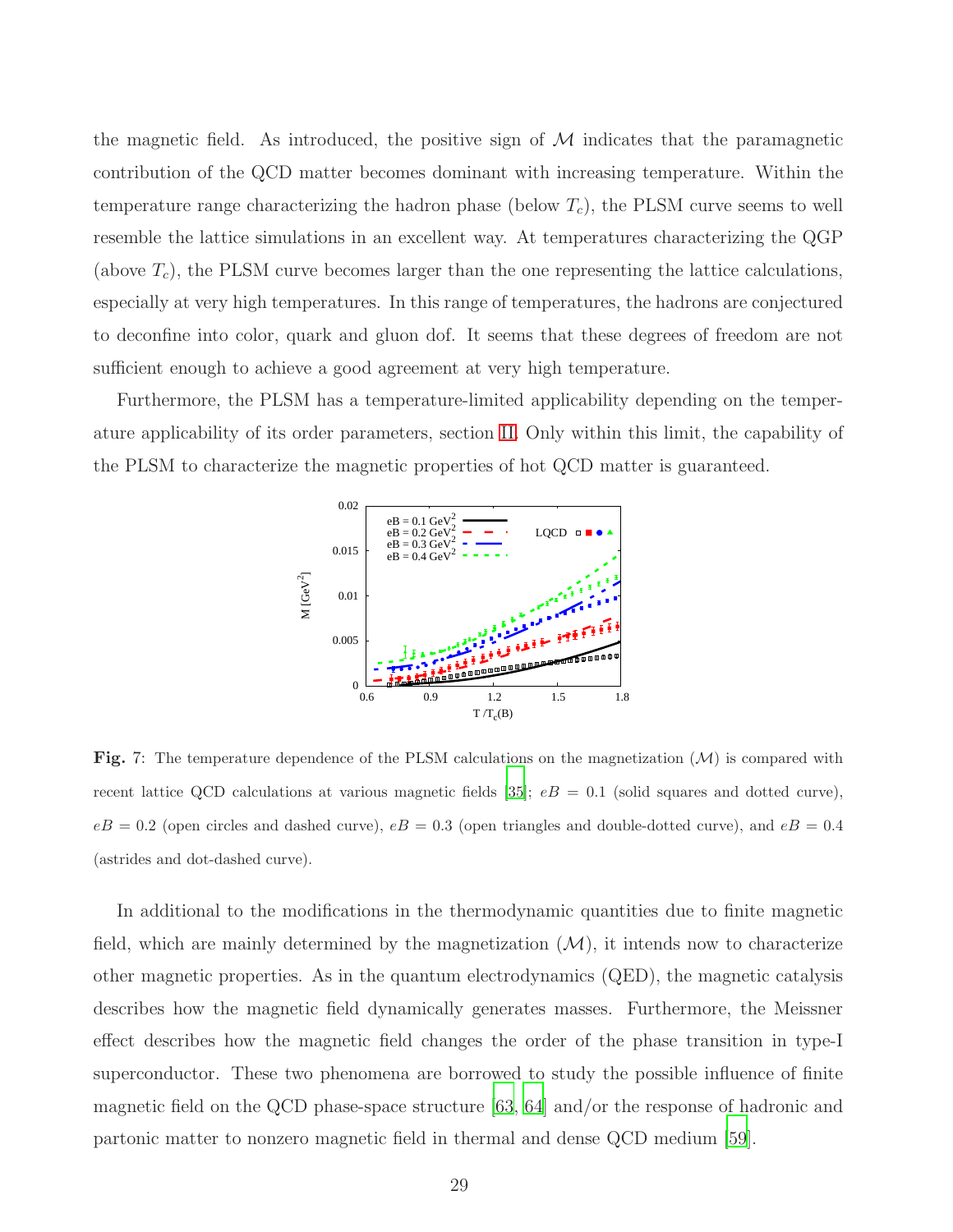the magnetic field. As introduced, the positive sign of $\mathcal{M}$ indicates that the paramagnetic contribution of the QCD matter becomes dominant with increasing temperature. Within the temperature range characterizing the hadron phase (below $T_c$), the PLSM curve seems to well resemble the lattice simulations in an excellent way. At temperatures characterizing the QGP (above $T_c$), the PLSM curve becomes larger than the one representing the lattice calculations, especially at very high temperatures. In this range of temperatures, the hadrons are conjectured to deconfine into color, quark and gluon dof. It seems that these degrees of freedom are not sufficient enough to achieve a good agreement at very high temperature.

Furthermore, the PLSM has a temperature-limited applicability depending on the temperature applicability of its order parameters, section II. Only within this limit, the capability of the PLSM to characterize the magnetic properties of hot QCD matter is guaranteed.

**Fig.** 7: The temperature dependence of the PLSM calculations on the magnetization ($\mathcal{M}$) is compared with recent lattice QCD calculations at various magnetic fields [35]; $eB = 0.1$ (solid squares and dotted curve), $eB = 0.2$ (open circles and dashed curve), $eB = 0.3$ (open triangles and double-dotted curve), and $eB = 0.4$ (astrides and dot-dashed curve).

In additional to the modifications in the thermodynamic quantities due to finite magnetic field, which are mainly determined by the magnetization ($\mathcal{M}$), it intends now to characterize other magnetic properties. As in the quantum electrodynamics (QED), the magnetic catalysis describes how the magnetic field dynamically generates masses. Furthermore, the Meissner effect describes how the magnetic field changes the order of the phase transition in type-I superconductor. These two phenomena are borrowed to study the possible influence of finite magnetic field on the QCD phase-space structure [63, 64] and/or the response of hadronic and partonic matter to nonzero magnetic field in thermal and dense QCD medium [59].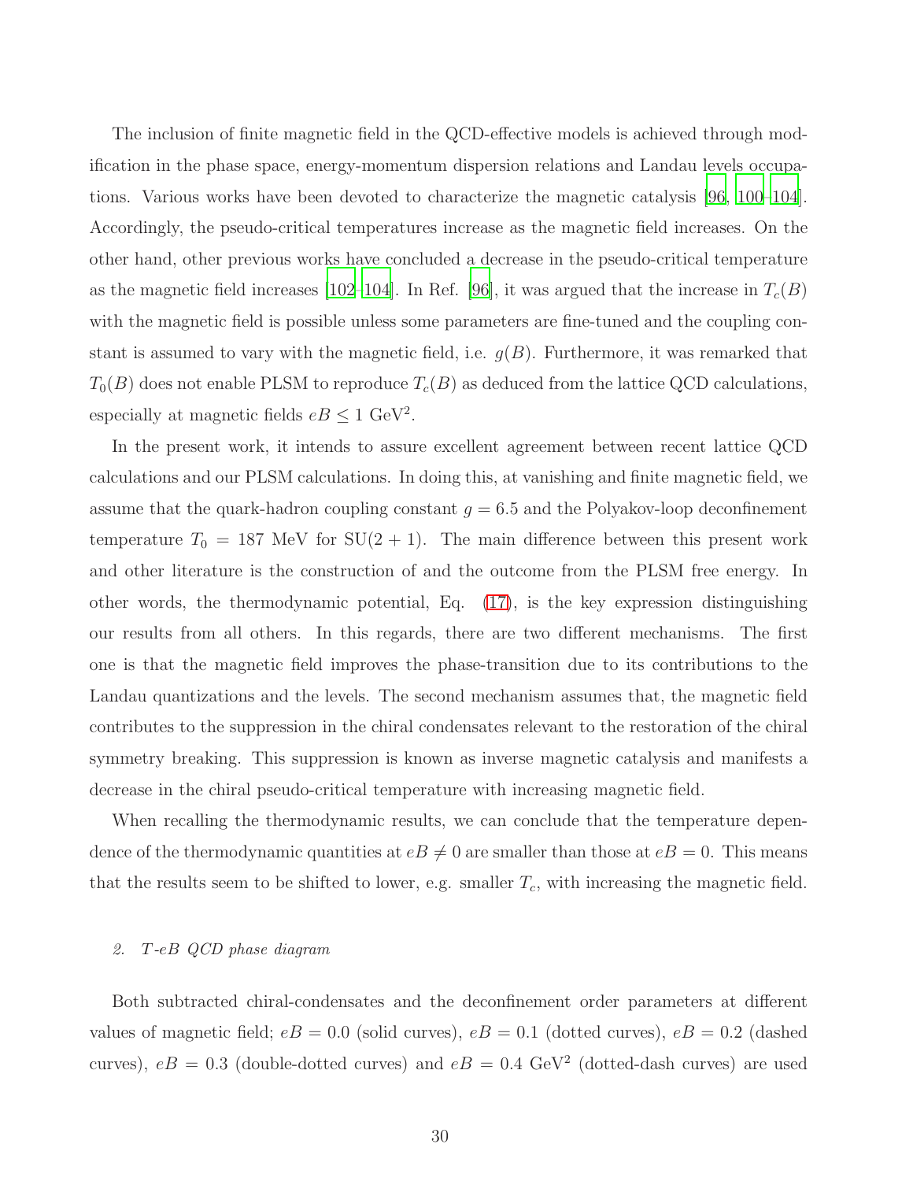The inclusion of finite magnetic field in the QCD-effective models is achieved through modification in the phase space, energy-momentum dispersion relations and Landau levels occupations. Various works have been devoted to characterize the magnetic catalysis [96, 100–104]. Accordingly, the pseudo-critical temperatures increase as the magnetic field increases. On the other hand, other previous works have concluded a decrease in the pseudo-critical temperature as the magnetic field increases [102–104]. In Ref. [96], it was argued that the increase in $T_c(B)$ with the magnetic field is possible unless some parameters are fine-tuned and the coupling constant is assumed to vary with the magnetic field, i.e. $g(B)$. Furthermore, it was remarked that $T_0(B)$ does not enable PLSM to reproduce $T_c(B)$ as deduced from the lattice QCD calculations, especially at magnetic fields $eB \leq 1$ GeV$^2$.

In the present work, it intends to assure excellent agreement between recent lattice QCD calculations and our PLSM calculations. In doing this, at vanishing and finite magnetic field, we assume that the quark-hadron coupling constant $g = 6.5$ and the Polyakov-loop deconfinement temperature $T_0 = 187$ MeV for SU$(2+1)$. The main difference between this present work and other literature is the construction of and the outcome from the PLSM free energy. In other words, the thermodynamic potential, Eq. (17), is the key expression distinguishing our results from all others. In this regards, there are two different mechanisms. The first one is that the magnetic field improves the phase-transition due to its contributions to the Landau quantizations and the levels. The second mechanism assumes that, the magnetic field contributes to the suppression in the chiral condensates relevant to the restoration of the chiral symmetry breaking. This suppression is known as inverse magnetic catalysis and manifests a decrease in the chiral pseudo-critical temperature with increasing magnetic field.

When recalling the thermodynamic results, we can conclude that the temperature dependence of the thermodynamic quantities at $eB \neq 0$ are smaller than those at $eB = 0$. This means that the results seem to be shifted to lower, e.g. smaller $T_c$, with increasing the magnetic field.

### *2. T-eB QCD phase diagram*

Both subtracted chiral-condensates and the deconfinement order parameters at different values of magnetic field; $eB = 0.0$ (solid curves), $eB = 0.1$ (dotted curves), $eB = 0.2$ (dashed curves), $eB = 0.3$ (double-dotted curves) and $eB = 0.4$ GeV$^2$ (dotted-dash curves) are used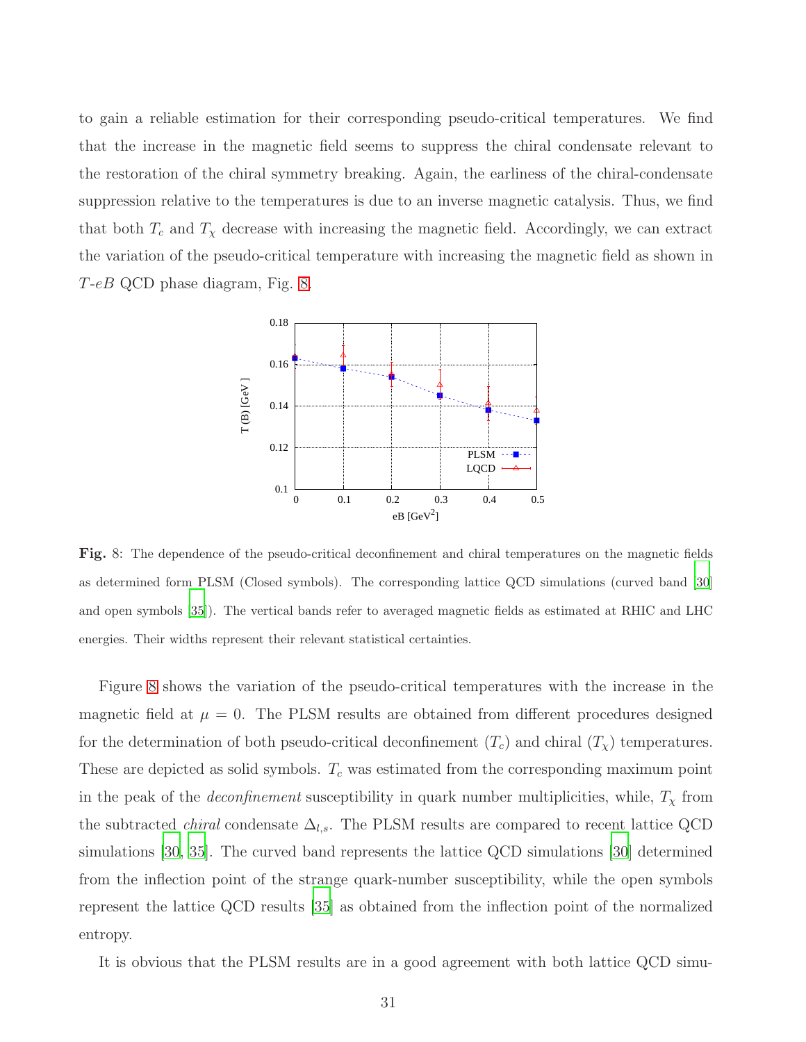to gain a reliable estimation for their corresponding pseudo-critical temperatures. We find that the increase in the magnetic field seems to suppress the chiral condensate relevant to the restoration of the chiral symmetry breaking. Again, the earliness of the chiral-condensate suppression relative to the temperatures is due to an inverse magnetic catalysis. Thus, we find that both $T_c$ and $T_\chi$ decrease with increasing the magnetic field. Accordingly, we can extract the variation of the pseudo-critical temperature with increasing the magnetic field as shown in $T$-$eB$ QCD phase diagram, Fig. 8.

**Fig.** 8: The dependence of the pseudo-critical deconfinement and chiral temperatures on the magnetic fields as determined form PLSM (Closed symbols). The corresponding lattice QCD simulations (curved band [30] and open symbols [35]). The vertical bands refer to averaged magnetic fields as estimated at RHIC and LHC energies. Their widths represent their relevant statistical certainties.

Figure 8 shows the variation of the pseudo-critical temperatures with the increase in the magnetic field at $\mu = 0$. The PLSM results are obtained from different procedures designed for the determination of both pseudo-critical deconfinement ($T_c$) and chiral ($T_\chi$) temperatures. These are depicted as solid symbols. $T_c$ was estimated from the corresponding maximum point in the peak of the *deconfinement* susceptibility in quark number multiplicities, while, $T_\chi$ from the subtracted *chiral* condensate $\Delta_{l,s}$. The PLSM results are compared to recent lattice QCD simulations [30, 35]. The curved band represents the lattice QCD simulations [30] determined from the inflection point of the strange quark-number susceptibility, while the open symbols represent the lattice QCD results [35] as obtained from the inflection point of the normalized entropy.

It is obvious that the PLSM results are in a good agreement with both lattice QCD simu-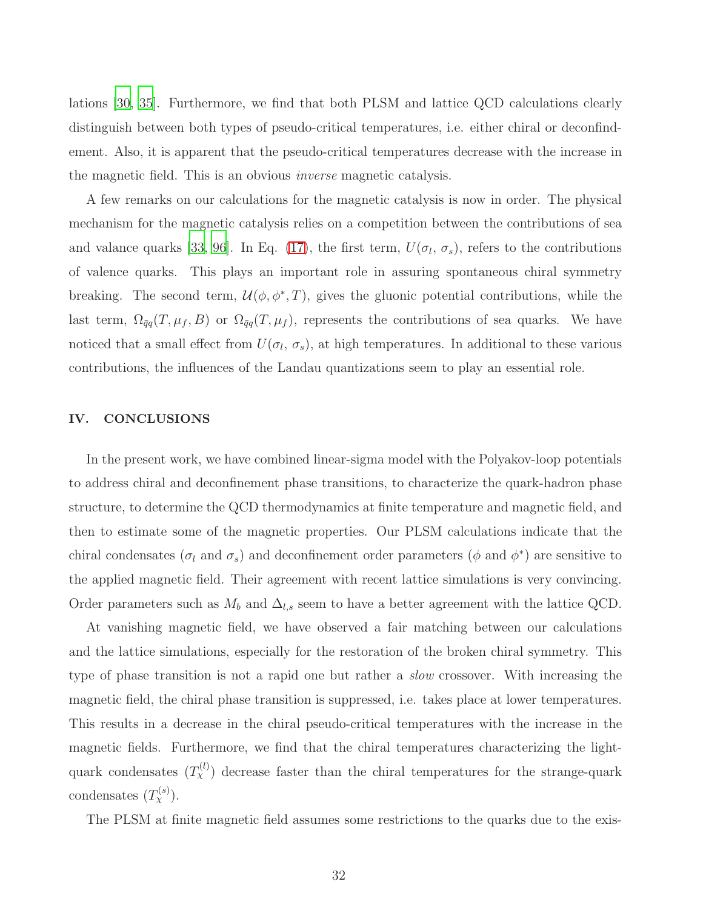lations [30, 35]. Furthermore, we find that both PLSM and lattice QCD calculations clearly distinguish between both types of pseudo-critical temperatures, i.e. either chiral or deconfindement. Also, it is apparent that the pseudo-critical temperatures decrease with the increase in the magnetic field. This is an obvious *inverse* magnetic catalysis.

A few remarks on our calculations for the magnetic catalysis is now in order. The physical mechanism for the magnetic catalysis relies on a competition between the contributions of sea and valance quarks [33, 96]. In Eq. (17), the first term, $U(\sigma_l,\, \sigma_s)$, refers to the contributions of valence quarks. This plays an important role in assuring spontaneous chiral symmetry breaking. The second term, $\mathcal{U}(\phi, \phi^*, T)$, gives the gluonic potential contributions, while the last term, $\Omega_{\bar{q}q}(T, \mu_f, B)$ or $\Omega_{\bar{q}q}(T, \mu_f)$, represents the contributions of sea quarks. We have noticed that a small effect from $U(\sigma_l,\, \sigma_s)$, at high temperatures. In additional to these various contributions, the influences of the Landau quantizations seem to play an essential role.

## IV. CONCLUSIONS

In the present work, we have combined linear-sigma model with the Polyakov-loop potentials to address chiral and deconfinement phase transitions, to characterize the quark-hadron phase structure, to determine the QCD thermodynamics at finite temperature and magnetic field, and then to estimate some of the magnetic properties. Our PLSM calculations indicate that the chiral condensates ($\sigma_l$ and $\sigma_s$) and deconfinement order parameters ($\phi$ and $\phi^*$) are sensitive to the applied magnetic field. Their agreement with recent lattice simulations is very convincing. Order parameters such as $M_b$ and $\Delta_{l,s}$ seem to have a better agreement with the lattice QCD.

At vanishing magnetic field, we have observed a fair matching between our calculations and the lattice simulations, especially for the restoration of the broken chiral symmetry. This type of phase transition is not a rapid one but rather a *slow* crossover. With increasing the magnetic field, the chiral phase transition is suppressed, i.e. takes place at lower temperatures. This results in a decrease in the chiral pseudo-critical temperatures with the increase in the magnetic fields. Furthermore, we find that the chiral temperatures characterizing the light-quark condensates ($T_\chi^{(l)}$) decrease faster than the chiral temperatures for the strange-quark condensates ($T_\chi^{(s)}$).

The PLSM at finite magnetic field assumes some restrictions to the quarks due to the exis-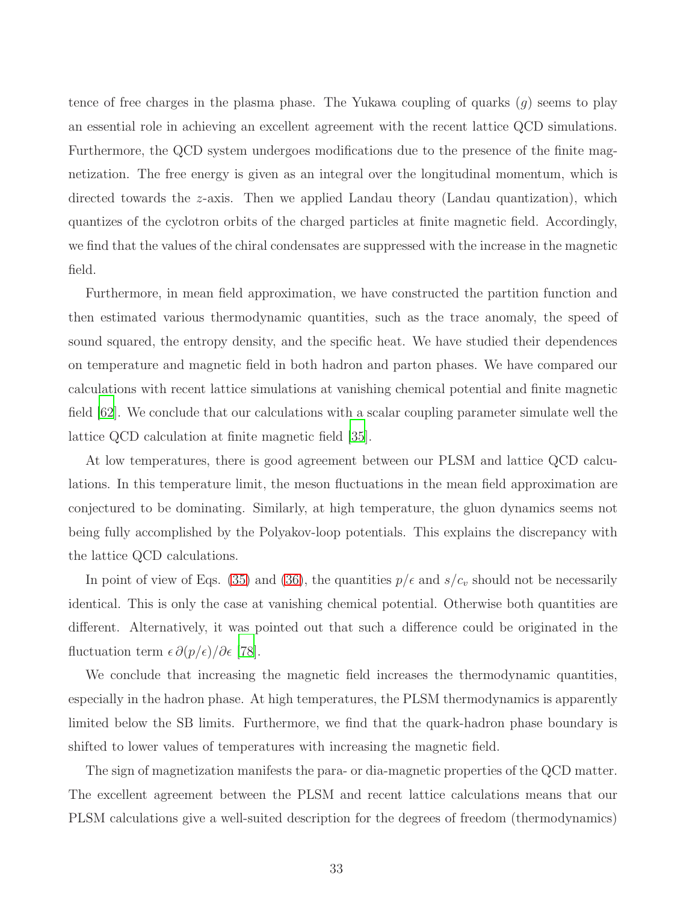tence of free charges in the plasma phase. The Yukawa coupling of quarks ($g$) seems to play an essential role in achieving an excellent agreement with the recent lattice QCD simulations. Furthermore, the QCD system undergoes modifications due to the presence of the finite magnetization. The free energy is given as an integral over the longitudinal momentum, which is directed towards the $z$-axis. Then we applied Landau theory (Landau quantization), which quantizes of the cyclotron orbits of the charged particles at finite magnetic field. Accordingly, we find that the values of the chiral condensates are suppressed with the increase in the magnetic field.

Furthermore, in mean field approximation, we have constructed the partition function and then estimated various thermodynamic quantities, such as the trace anomaly, the speed of sound squared, the entropy density, and the specific heat. We have studied their dependences on temperature and magnetic field in both hadron and parton phases. We have compared our calculations with recent lattice simulations at vanishing chemical potential and finite magnetic field [62]. We conclude that our calculations with a scalar coupling parameter simulate well the lattice QCD calculation at finite magnetic field [35].

At low temperatures, there is good agreement between our PLSM and lattice QCD calculations. In this temperature limit, the meson fluctuations in the mean field approximation are conjectured to be dominating. Similarly, at high temperature, the gluon dynamics seems not being fully accomplished by the Polyakov-loop potentials. This explains the discrepancy with the lattice QCD calculations.

In point of view of Eqs. (35) and (36), the quantities $p/\epsilon$ and $s/c_v$ should not be necessarily identical. This is only the case at vanishing chemical potential. Otherwise both quantities are different. Alternatively, it was pointed out that such a difference could be originated in the fluctuation term $\epsilon\, \partial(p/\epsilon)/\partial\epsilon$ [78].

We conclude that increasing the magnetic field increases the thermodynamic quantities, especially in the hadron phase. At high temperatures, the PLSM thermodynamics is apparently limited below the SB limits. Furthermore, we find that the quark-hadron phase boundary is shifted to lower values of temperatures with increasing the magnetic field.

The sign of magnetization manifests the para- or dia-magnetic properties of the QCD matter. The excellent agreement between the PLSM and recent lattice calculations means that our PLSM calculations give a well-suited description for the degrees of freedom (thermodynamics)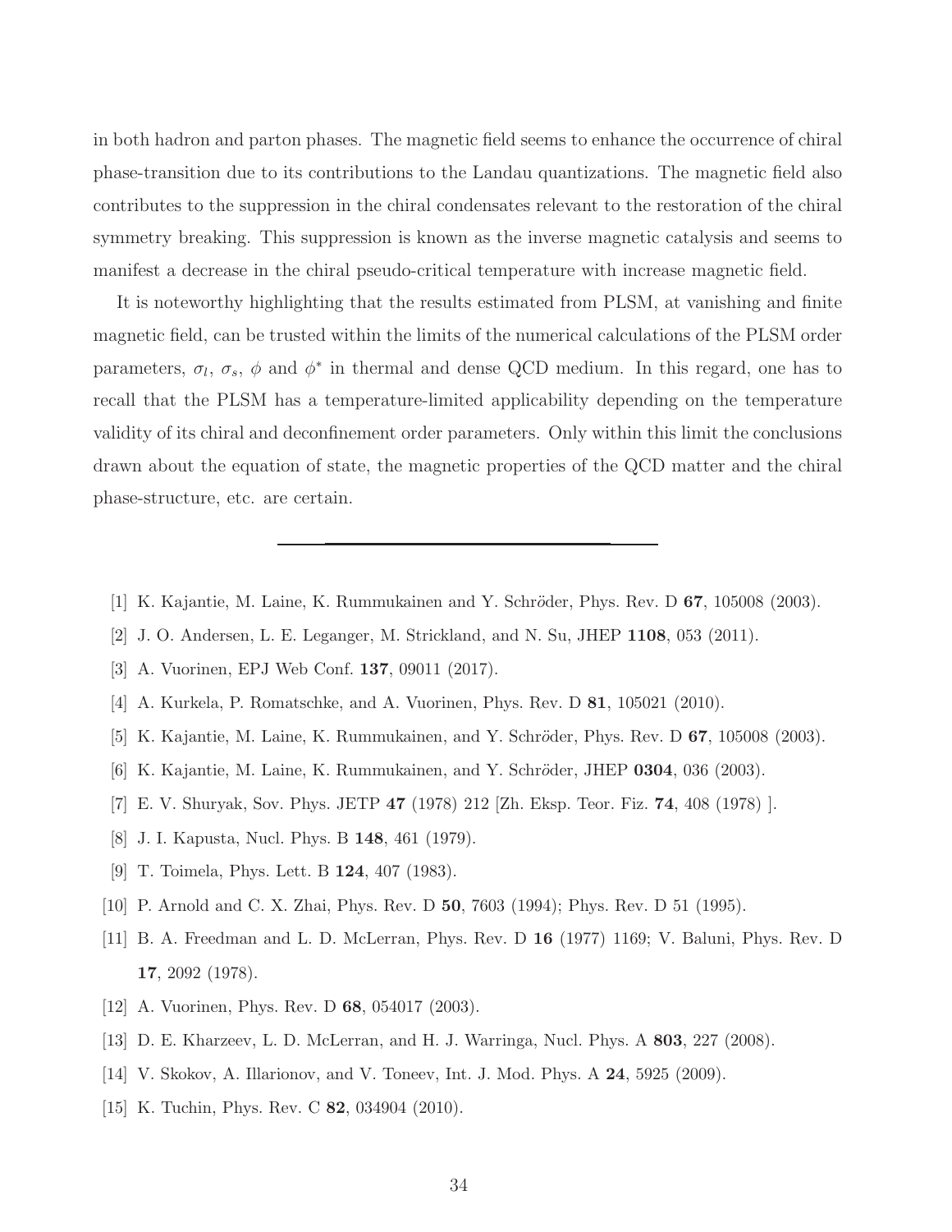in both hadron and parton phases. The magnetic field seems to enhance the occurrence of chiral phase-transition due to its contributions to the Landau quantizations. The magnetic field also contributes to the suppression in the chiral condensates relevant to the restoration of the chiral symmetry breaking. This suppression is known as the inverse magnetic catalysis and seems to manifest a decrease in the chiral pseudo-critical temperature with increase magnetic field.

It is noteworthy highlighting that the results estimated from PLSM, at vanishing and finite magnetic field, can be trusted within the limits of the numerical calculations of the PLSM order parameters, $\sigma_l$, $\sigma_s$, $\phi$ and $\phi^*$ in thermal and dense QCD medium. In this regard, one has to recall that the PLSM has a temperature-limited applicability depending on the temperature validity of its chiral and deconfinement order parameters. Only within this limit the conclusions drawn about the equation of state, the magnetic properties of the QCD matter and the chiral phase-structure, etc. are certain.

---

[1] K. Kajantie, M. Laine, K. Rummukainen and Y. Schröder, Phys. Rev. D **67**, 105008 (2003).

[2] J. O. Andersen, L. E. Leganger, M. Strickland, and N. Su, JHEP **1108**, 053 (2011).

[3] A. Vuorinen, EPJ Web Conf. **137**, 09011 (2017).

[4] A. Kurkela, P. Romatschke, and A. Vuorinen, Phys. Rev. D **81**, 105021 (2010).

[5] K. Kajantie, M. Laine, K. Rummukainen, and Y. Schröder, Phys. Rev. D **67**, 105008 (2003).

[6] K. Kajantie, M. Laine, K. Rummukainen, and Y. Schröder, JHEP **0304**, 036 (2003).

[7] E. V. Shuryak, Sov. Phys. JETP **47** (1978) 212 [Zh. Eksp. Teor. Fiz. **74**, 408 (1978) ].

[8] J. I. Kapusta, Nucl. Phys. B **148**, 461 (1979).

[9] T. Toimela, Phys. Lett. B **124**, 407 (1983).

[10] P. Arnold and C. X. Zhai, Phys. Rev. D **50**, 7603 (1994); Phys. Rev. D 51 (1995).

[11] B. A. Freedman and L. D. McLerran, Phys. Rev. D **16** (1977) 1169; V. Baluni, Phys. Rev. D **17**, 2092 (1978).

[12] A. Vuorinen, Phys. Rev. D **68**, 054017 (2003).

[13] D. E. Kharzeev, L. D. McLerran, and H. J. Warringa, Nucl. Phys. A **803**, 227 (2008).

[14] V. Skokov, A. Illarionov, and V. Toneev, Int. J. Mod. Phys. A **24**, 5925 (2009).

[15] K. Tuchin, Phys. Rev. C **82**, 034904 (2010).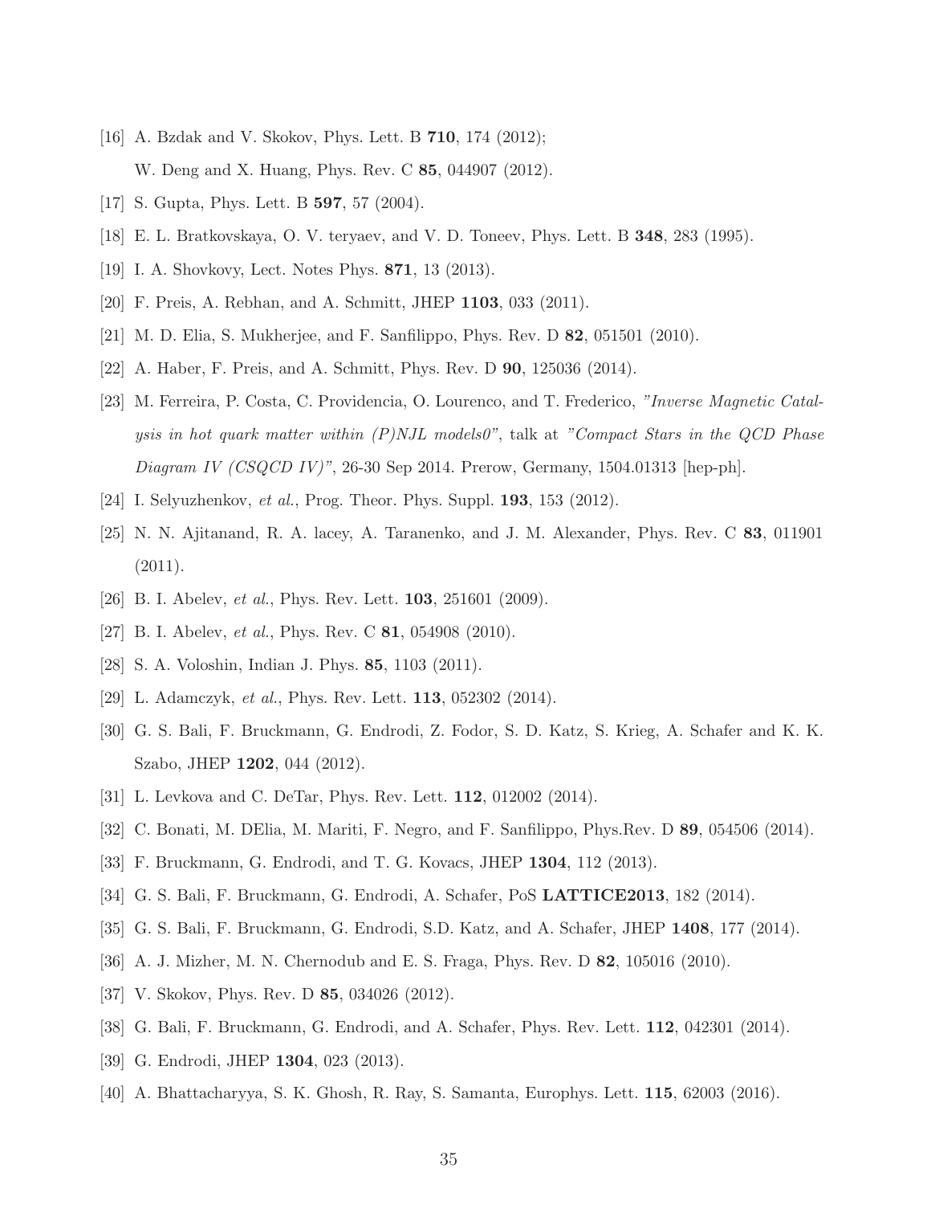[16] A. Bzdak and V. Skokov, Phys. Lett. B **710**, 174 (2012);
W. Deng and X. Huang, Phys. Rev. C **85**, 044907 (2012).

[17] S. Gupta, Phys. Lett. B **597**, 57 (2004).

[18] E. L. Bratkovskaya, O. V. teryaev, and V. D. Toneev, Phys. Lett. B **348**, 283 (1995).

[19] I. A. Shovkovy, Lect. Notes Phys. **871**, 13 (2013).

[20] F. Preis, A. Rebhan, and A. Schmitt, JHEP **1103**, 033 (2011).

[21] M. D. Elia, S. Mukherjee, and F. Sanfilippo, Phys. Rev. D **82**, 051501 (2010).

[22] A. Haber, F. Preis, and A. Schmitt, Phys. Rev. D **90**, 125036 (2014).

[23] M. Ferreira, P. Costa, C. Providencia, O. Lourenco, and T. Frederico, *"Inverse Magnetic Catalysis in hot quark matter within (P)NJL models0"*, talk at *"Compact Stars in the QCD Phase Diagram IV (CSQCD IV)"*, 26-30 Sep 2014. Prerow, Germany, 1504.01313 [hep-ph].

[24] I. Selyuzhenkov, *et al.*, Prog. Theor. Phys. Suppl. **193**, 153 (2012).

[25] N. N. Ajitanand, R. A. lacey, A. Taranenko, and J. M. Alexander, Phys. Rev. C **83**, 011901 (2011).

[26] B. I. Abelev, *et al.*, Phys. Rev. Lett. **103**, 251601 (2009).

[27] B. I. Abelev, *et al.*, Phys. Rev. C **81**, 054908 (2010).

[28] S. A. Voloshin, Indian J. Phys. **85**, 1103 (2011).

[29] L. Adamczyk, *et al.*, Phys. Rev. Lett. **113**, 052302 (2014).

[30] G. S. Bali, F. Bruckmann, G. Endrodi, Z. Fodor, S. D. Katz, S. Krieg, A. Schafer and K. K. Szabo, JHEP **1202**, 044 (2012).

[31] L. Levkova and C. DeTar, Phys. Rev. Lett. **112**, 012002 (2014).

[32] C. Bonati, M. DElia, M. Mariti, F. Negro, and F. Sanfilippo, Phys.Rev. D **89**, 054506 (2014).

[33] F. Bruckmann, G. Endrodi, and T. G. Kovacs, JHEP **1304**, 112 (2013).

[34] G. S. Bali, F. Bruckmann, G. Endrodi, A. Schafer, PoS **LATTICE2013**, 182 (2014).

[35] G. S. Bali, F. Bruckmann, G. Endrodi, S.D. Katz, and A. Schafer, JHEP **1408**, 177 (2014).

[36] A. J. Mizher, M. N. Chernodub and E. S. Fraga, Phys. Rev. D **82**, 105016 (2010).

[37] V. Skokov, Phys. Rev. D **85**, 034026 (2012).

[38] G. Bali, F. Bruckmann, G. Endrodi, and A. Schafer, Phys. Rev. Lett. **112**, 042301 (2014).

[39] G. Endrodi, JHEP **1304**, 023 (2013).

[40] A. Bhattacharyya, S. K. Ghosh, R. Ray, S. Samanta, Europhys. Lett. **115**, 62003 (2016).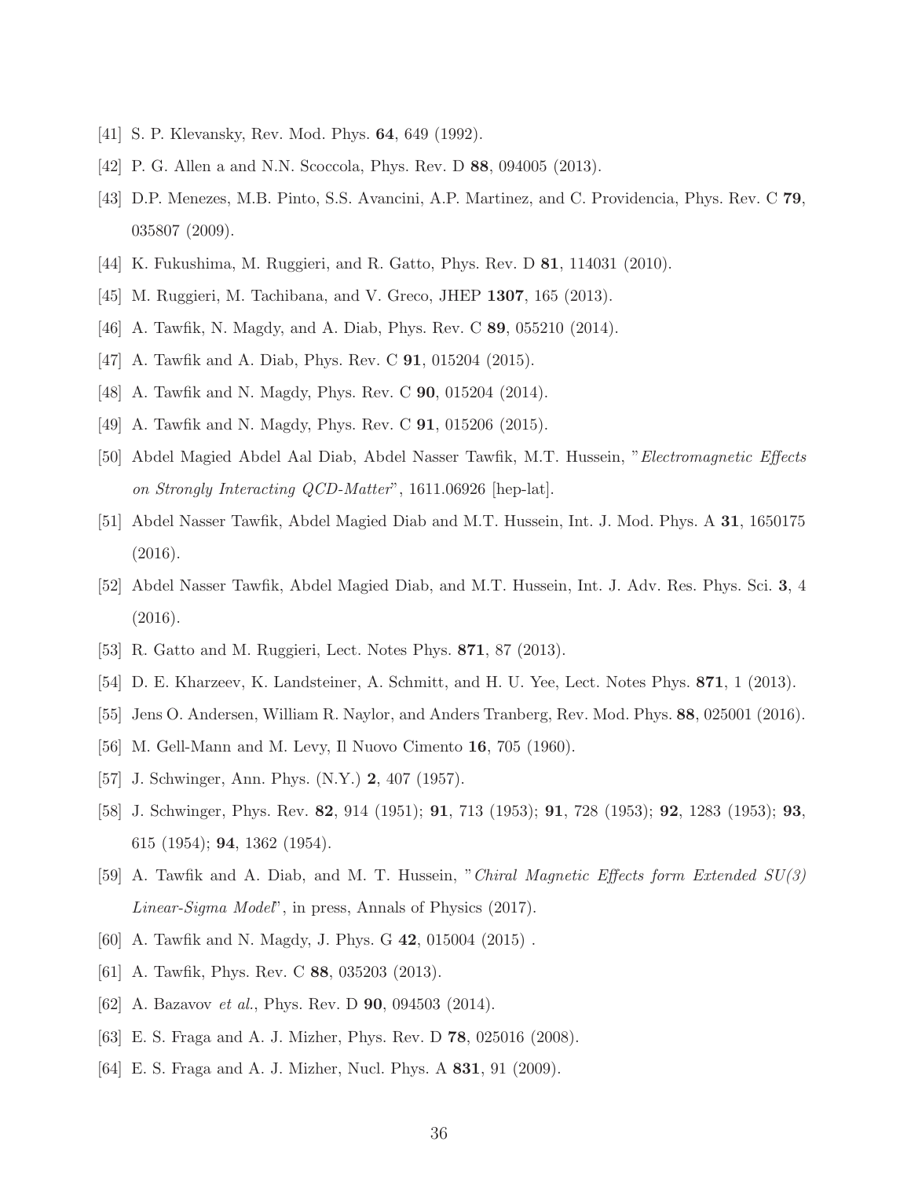[41] S. P. Klevansky, Rev. Mod. Phys. **64**, 649 (1992).

[42] P. G. Allen a and N.N. Scoccola, Phys. Rev. D **88**, 094005 (2013).

[43] D.P. Menezes, M.B. Pinto, S.S. Avancini, A.P. Martinez, and C. Providencia, Phys. Rev. C **79**, 035807 (2009).

[44] K. Fukushima, M. Ruggieri, and R. Gatto, Phys. Rev. D **81**, 114031 (2010).

[45] M. Ruggieri, M. Tachibana, and V. Greco, JHEP **1307**, 165 (2013).

[46] A. Tawfik, N. Magdy, and A. Diab, Phys. Rev. C **89**, 055210 (2014).

[47] A. Tawfik and A. Diab, Phys. Rev. C **91**, 015204 (2015).

[48] A. Tawfik and N. Magdy, Phys. Rev. C **90**, 015204 (2014).

[49] A. Tawfik and N. Magdy, Phys. Rev. C **91**, 015206 (2015).

[50] Abdel Magied Abdel Aal Diab, Abdel Nasser Tawfik, M.T. Hussein, "*Electromagnetic Effects on Strongly Interacting QCD-Matter*", 1611.06926 [hep-lat].

[51] Abdel Nasser Tawfik, Abdel Magied Diab and M.T. Hussein, Int. J. Mod. Phys. A **31**, 1650175 (2016).

[52] Abdel Nasser Tawfik, Abdel Magied Diab, and M.T. Hussein, Int. J. Adv. Res. Phys. Sci. **3**, 4 (2016).

[53] R. Gatto and M. Ruggieri, Lect. Notes Phys. **871**, 87 (2013).

[54] D. E. Kharzeev, K. Landsteiner, A. Schmitt, and H. U. Yee, Lect. Notes Phys. **871**, 1 (2013).

[55] Jens O. Andersen, William R. Naylor, and Anders Tranberg, Rev. Mod. Phys. **88**, 025001 (2016).

[56] M. Gell-Mann and M. Levy, Il Nuovo Cimento **16**, 705 (1960).

[57] J. Schwinger, Ann. Phys. (N.Y.) **2**, 407 (1957).

[58] J. Schwinger, Phys. Rev. **82**, 914 (1951); **91**, 713 (1953); **91**, 728 (1953); **92**, 1283 (1953); **93**, 615 (1954); **94**, 1362 (1954).

[59] A. Tawfik and A. Diab, and M. T. Hussein, "*Chiral Magnetic Effects form Extended SU(3) Linear-Sigma Model*", in press, Annals of Physics (2017).

[60] A. Tawfik and N. Magdy, J. Phys. G **42**, 015004 (2015) .

[61] A. Tawfik, Phys. Rev. C **88**, 035203 (2013).

[62] A. Bazavov *et al.*, Phys. Rev. D **90**, 094503 (2014).

[63] E. S. Fraga and A. J. Mizher, Phys. Rev. D **78**, 025016 (2008).

[64] E. S. Fraga and A. J. Mizher, Nucl. Phys. A **831**, 91 (2009).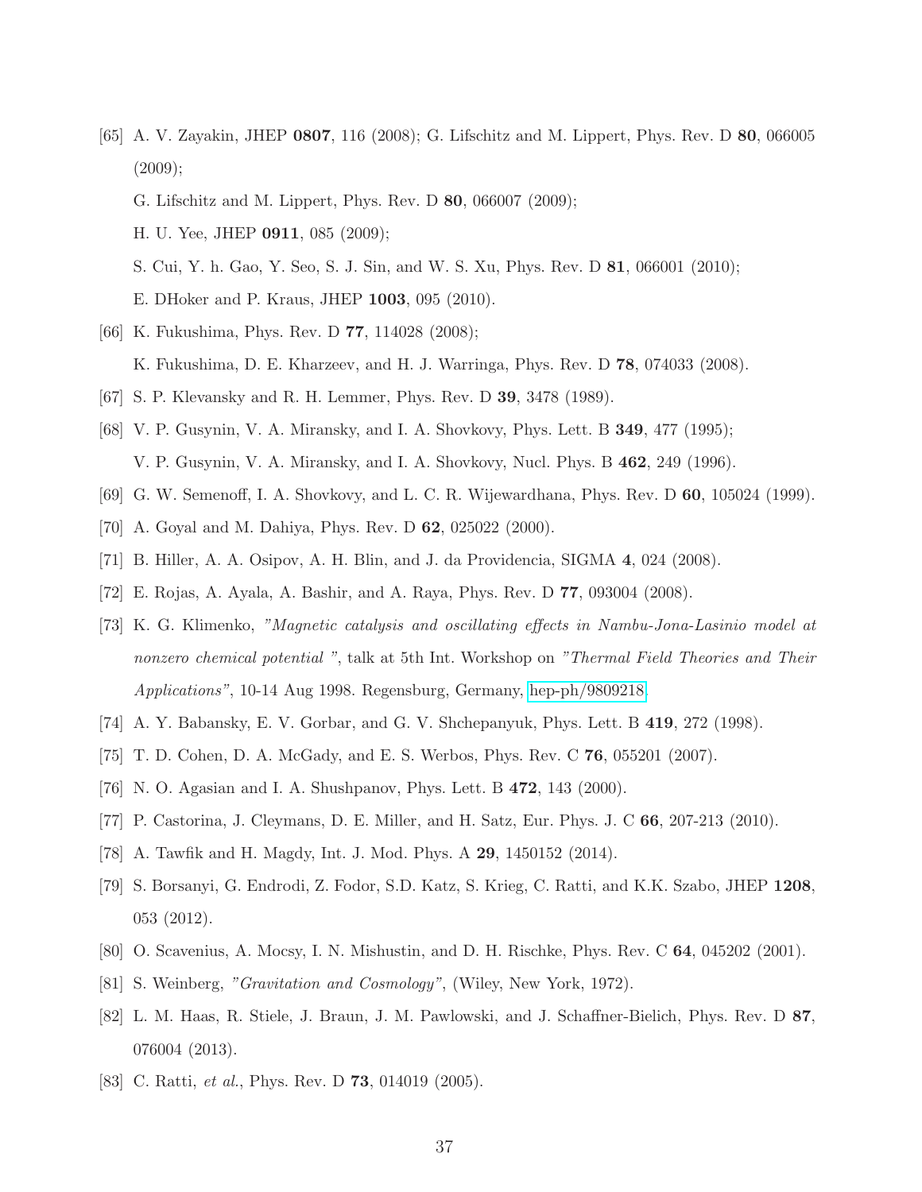[65] A. V. Zayakin, JHEP **0807**, 116 (2008); G. Lifschitz and M. Lippert, Phys. Rev. D **80**, 066005 (2009);
G. Lifschitz and M. Lippert, Phys. Rev. D **80**, 066007 (2009);
H. U. Yee, JHEP **0911**, 085 (2009);
S. Cui, Y. h. Gao, Y. Seo, S. J. Sin, and W. S. Xu, Phys. Rev. D **81**, 066001 (2010);
E. DHoker and P. Kraus, JHEP **1003**, 095 (2010).

[66] K. Fukushima, Phys. Rev. D **77**, 114028 (2008);
K. Fukushima, D. E. Kharzeev, and H. J. Warringa, Phys. Rev. D **78**, 074033 (2008).

[67] S. P. Klevansky and R. H. Lemmer, Phys. Rev. D **39**, 3478 (1989).

[68] V. P. Gusynin, V. A. Miransky, and I. A. Shovkovy, Phys. Lett. B **349**, 477 (1995);
V. P. Gusynin, V. A. Miransky, and I. A. Shovkovy, Nucl. Phys. B **462**, 249 (1996).

[69] G. W. Semenoff, I. A. Shovkovy, and L. C. R. Wijewardhana, Phys. Rev. D **60**, 105024 (1999).

[70] A. Goyal and M. Dahiya, Phys. Rev. D **62**, 025022 (2000).

[71] B. Hiller, A. A. Osipov, A. H. Blin, and J. da Providencia, SIGMA **4**, 024 (2008).

[72] E. Rojas, A. Ayala, A. Bashir, and A. Raya, Phys. Rev. D **77**, 093004 (2008).

[73] K. G. Klimenko, *"Magnetic catalysis and oscillating effects in Nambu-Jona-Lasinio model at nonzero chemical potential "*, talk at 5th Int. Workshop on *"Thermal Field Theories and Their Applications"*, 10-14 Aug 1998. Regensburg, Germany, hep-ph/9809218.

[74] A. Y. Babansky, E. V. Gorbar, and G. V. Shchepanyuk, Phys. Lett. B **419**, 272 (1998).

[75] T. D. Cohen, D. A. McGady, and E. S. Werbos, Phys. Rev. C **76**, 055201 (2007).

[76] N. O. Agasian and I. A. Shushpanov, Phys. Lett. B **472**, 143 (2000).

[77] P. Castorina, J. Cleymans, D. E. Miller, and H. Satz, Eur. Phys. J. C **66**, 207-213 (2010).

[78] A. Tawfik and H. Magdy, Int. J. Mod. Phys. A **29**, 1450152 (2014).

[79] S. Borsanyi, G. Endrodi, Z. Fodor, S.D. Katz, S. Krieg, C. Ratti, and K.K. Szabo, JHEP **1208**, 053 (2012).

[80] O. Scavenius, A. Mocsy, I. N. Mishustin, and D. H. Rischke, Phys. Rev. C **64**, 045202 (2001).

[81] S. Weinberg, *"Gravitation and Cosmology"*, (Wiley, New York, 1972).

[82] L. M. Haas, R. Stiele, J. Braun, J. M. Pawlowski, and J. Schaffner-Bielich, Phys. Rev. D **87**, 076004 (2013).

[83] C. Ratti, *et al.*, Phys. Rev. D **73**, 014019 (2005).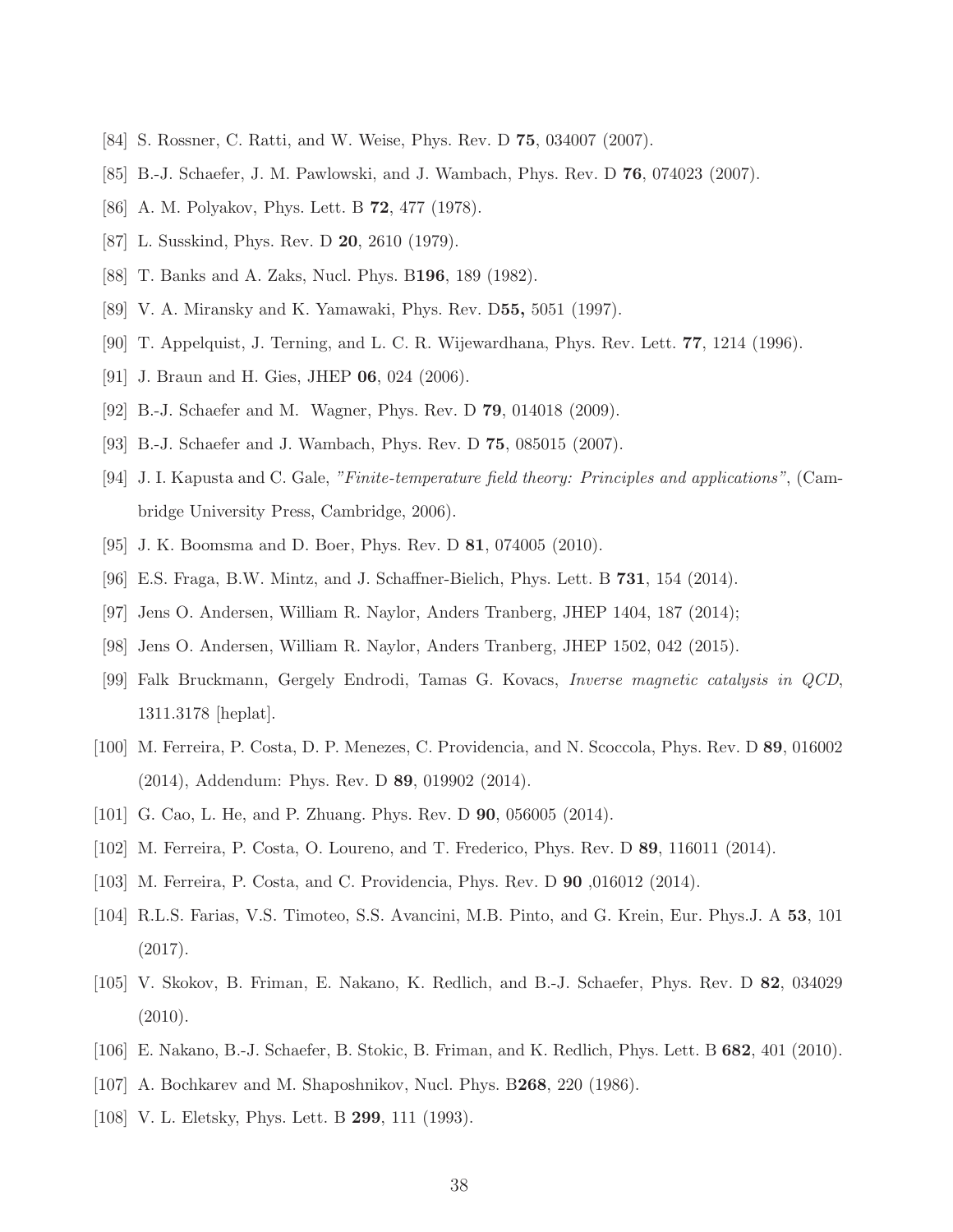[84] S. Rossner, C. Ratti, and W. Weise, Phys. Rev. D **75**, 034007 (2007).

[85] B.-J. Schaefer, J. M. Pawlowski, and J. Wambach, Phys. Rev. D **76**, 074023 (2007).

[86] A. M. Polyakov, Phys. Lett. B **72**, 477 (1978).

[87] L. Susskind, Phys. Rev. D **20**, 2610 (1979).

[88] T. Banks and A. Zaks, Nucl. Phys. B**196**, 189 (1982).

[89] V. A. Miransky and K. Yamawaki, Phys. Rev. D**55,** 5051 (1997).

[90] T. Appelquist, J. Terning, and L. C. R. Wijewardhana, Phys. Rev. Lett. **77**, 1214 (1996).

[91] J. Braun and H. Gies, JHEP **06**, 024 (2006).

[92] B.-J. Schaefer and M. Wagner, Phys. Rev. D **79**, 014018 (2009).

[93] B.-J. Schaefer and J. Wambach, Phys. Rev. D **75**, 085015 (2007).

[94] J. I. Kapusta and C. Gale, *"Finite-temperature field theory: Principles and applications"*, (Cambridge University Press, Cambridge, 2006).

[95] J. K. Boomsma and D. Boer, Phys. Rev. D **81**, 074005 (2010).

[96] E.S. Fraga, B.W. Mintz, and J. Schaffner-Bielich, Phys. Lett. B **731**, 154 (2014).

[97] Jens O. Andersen, William R. Naylor, Anders Tranberg, JHEP 1404, 187 (2014);

[98] Jens O. Andersen, William R. Naylor, Anders Tranberg, JHEP 1502, 042 (2015).

[99] Falk Bruckmann, Gergely Endrodi, Tamas G. Kovacs, *Inverse magnetic catalysis in QCD*, 1311.3178 [heplat].

[100] M. Ferreira, P. Costa, D. P. Menezes, C. Providencia, and N. Scoccola, Phys. Rev. D **89**, 016002 (2014), Addendum: Phys. Rev. D **89**, 019902 (2014).

[101] G. Cao, L. He, and P. Zhuang. Phys. Rev. D **90**, 056005 (2014).

[102] M. Ferreira, P. Costa, O. Loureno, and T. Frederico, Phys. Rev. D **89**, 116011 (2014).

[103] M. Ferreira, P. Costa, and C. Providencia, Phys. Rev. D **90** ,016012 (2014).

[104] R.L.S. Farias, V.S. Timoteo, S.S. Avancini, M.B. Pinto, and G. Krein, Eur. Phys.J. A **53**, 101 (2017).

[105] V. Skokov, B. Friman, E. Nakano, K. Redlich, and B.-J. Schaefer, Phys. Rev. D **82**, 034029 (2010).

[106] E. Nakano, B.-J. Schaefer, B. Stokic, B. Friman, and K. Redlich, Phys. Lett. B **682**, 401 (2010).

[107] A. Bochkarev and M. Shaposhnikov, Nucl. Phys. B**268**, 220 (1986).

[108] V. L. Eletsky, Phys. Lett. B **299**, 111 (1993).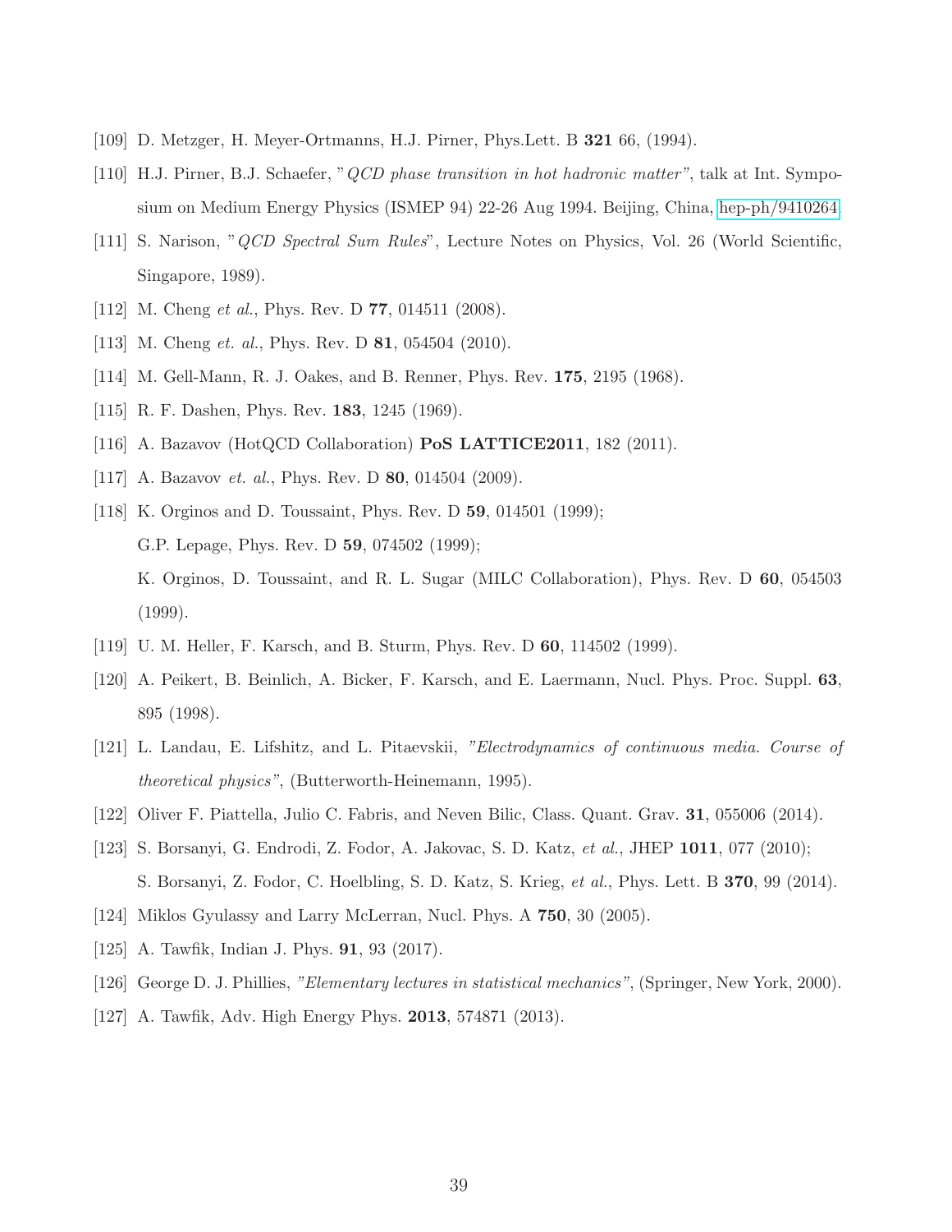[109] D. Metzger, H. Meyer-Ortmanns, H.J. Pirner, Phys.Lett. B **321** 66, (1994).

[110] H.J. Pirner, B.J. Schaefer, "*QCD phase transition in hot hadronic matter*", talk at Int. Symposium on Medium Energy Physics (ISMEP 94) 22-26 Aug 1994. Beijing, China, hep-ph/9410264.

[111] S. Narison, "*QCD Spectral Sum Rules*", Lecture Notes on Physics, Vol. 26 (World Scientific, Singapore, 1989).

[112] M. Cheng *et al.*, Phys. Rev. D **77**, 014511 (2008).

[113] M. Cheng *et. al.*, Phys. Rev. D **81**, 054504 (2010).

[114] M. Gell-Mann, R. J. Oakes, and B. Renner, Phys. Rev. **175**, 2195 (1968).

[115] R. F. Dashen, Phys. Rev. **183**, 1245 (1969).

[116] A. Bazavov (HotQCD Collaboration) **PoS LATTICE2011**, 182 (2011).

[117] A. Bazavov *et. al.*, Phys. Rev. D **80**, 014504 (2009).

[118] K. Orginos and D. Toussaint, Phys. Rev. D **59**, 014501 (1999);
G.P. Lepage, Phys. Rev. D **59**, 074502 (1999);
K. Orginos, D. Toussaint, and R. L. Sugar (MILC Collaboration), Phys. Rev. D **60**, 054503 (1999).

[119] U. M. Heller, F. Karsch, and B. Sturm, Phys. Rev. D **60**, 114502 (1999).

[120] A. Peikert, B. Beinlich, A. Bicker, F. Karsch, and E. Laermann, Nucl. Phys. Proc. Suppl. **63**, 895 (1998).

[121] L. Landau, E. Lifshitz, and L. Pitaevskii, *"Electrodynamics of continuous media. Course of theoretical physics"*, (Butterworth-Heinemann, 1995).

[122] Oliver F. Piattella, Julio C. Fabris, and Neven Bilic, Class. Quant. Grav. **31**, 055006 (2014).

[123] S. Borsanyi, G. Endrodi, Z. Fodor, A. Jakovac, S. D. Katz, *et al.*, JHEP **1011**, 077 (2010);
S. Borsanyi, Z. Fodor, C. Hoelbling, S. D. Katz, S. Krieg, *et al.*, Phys. Lett. B **370**, 99 (2014).

[124] Miklos Gyulassy and Larry McLerran, Nucl. Phys. A **750**, 30 (2005).

[125] A. Tawfik, Indian J. Phys. **91**, 93 (2017).

[126] George D. J. Phillies, *"Elementary lectures in statistical mechanics"*, (Springer, New York, 2000).

[127] A. Tawfik, Adv. High Energy Phys. **2013**, 574871 (2013).